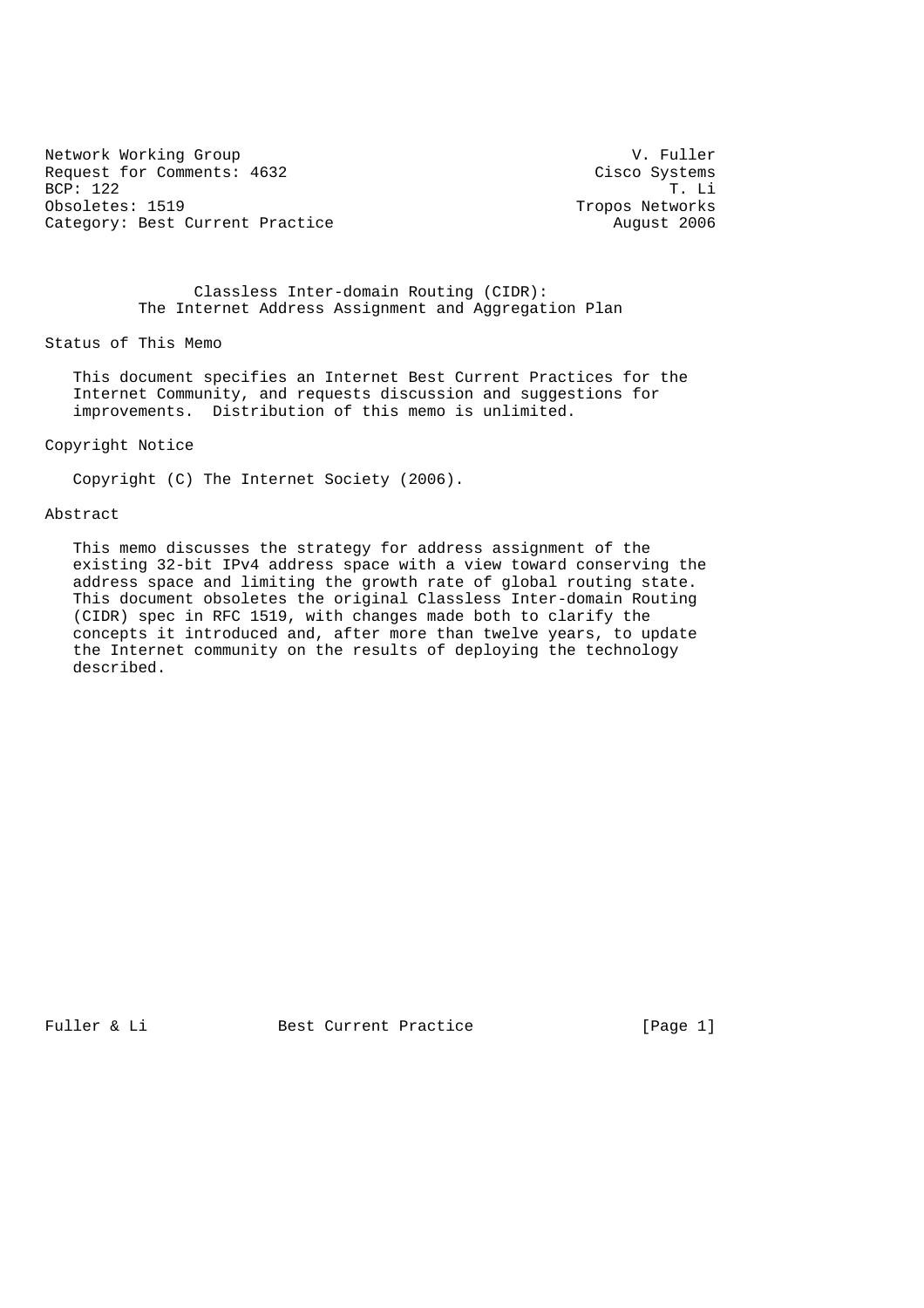Network Working Group V. Fuller
Request for Comments: 4632 Cisco Systems
BCP: 122 T. Li
Obsoletes: 1519 Tropos Networks
Category: Best Current Practice August 2006

# Classless Inter-domain Routing (CIDR): The Internet Address Assignment and Aggregation Plan

## Status of This Memo

This document specifies an Internet Best Current Practices for the Internet Community, and requests discussion and suggestions for improvements. Distribution of this memo is unlimited.

## Copyright Notice

Copyright (C) The Internet Society (2006).

## Abstract

This memo discusses the strategy for address assignment of the existing 32-bit IPv4 address space with a view toward conserving the address space and limiting the growth rate of global routing state. This document obsoletes the original Classless Inter-domain Routing (CIDR) spec in RFC 1519, with changes made both to clarify the concepts it introduced and, after more than twelve years, to update the Internet community on the results of deploying the technology described.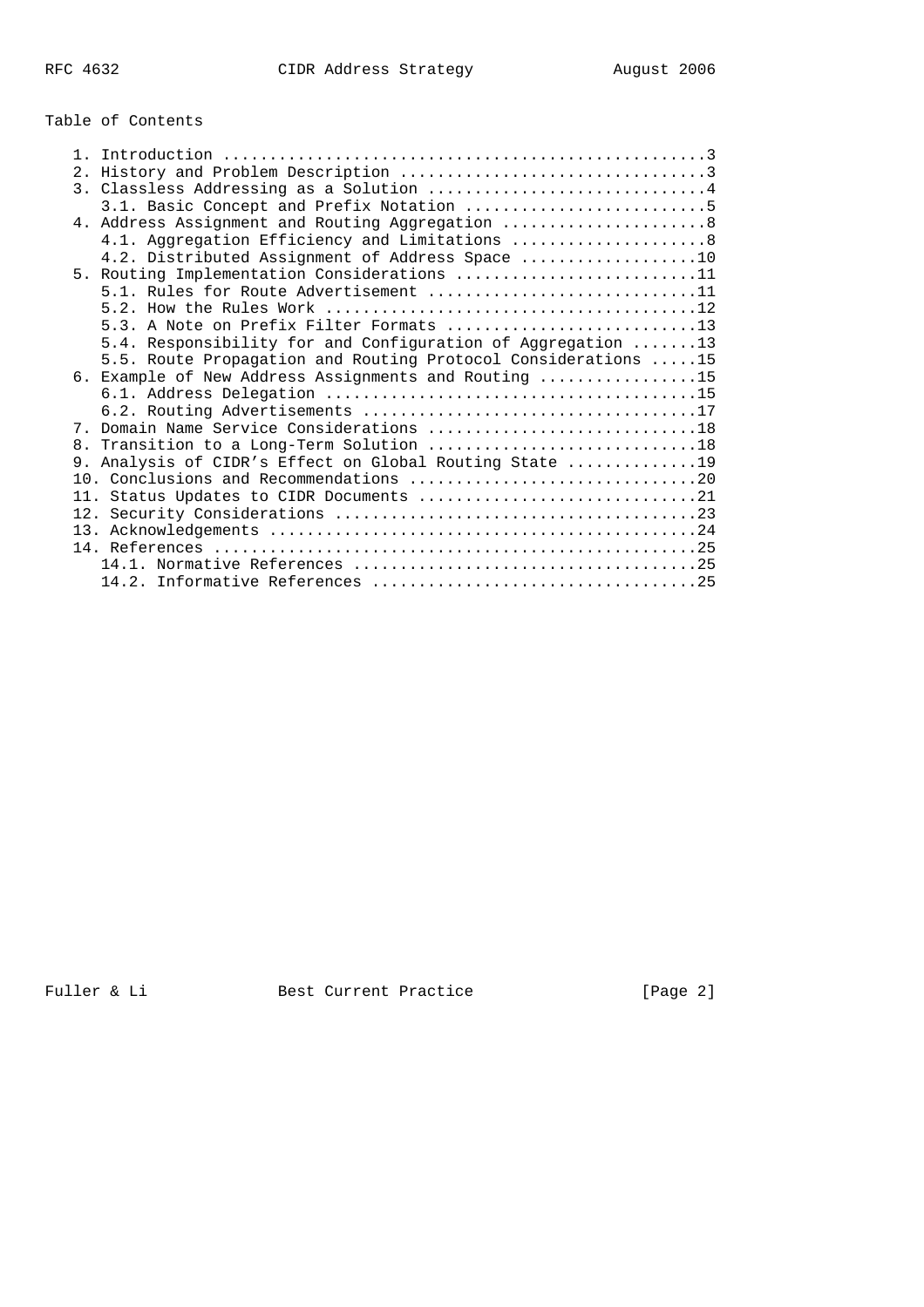# Table of Contents

1. Introduction ....................................................3
2. History and Problem Description ................................3
3. Classless Addressing as a Solution .............................4
   3.1. Basic Concept and Prefix Notation ..........................5
4. Address Assignment and Routing Aggregation .....................8
   4.1. Aggregation Efficiency and Limitations .....................8
   4.2. Distributed Assignment of Address Space ...................10
5. Routing Implementation Considerations ..........................11
   5.1. Rules for Route Advertisement .............................11
   5.2. How the Rules Work ........................................12
   5.3. A Note on Prefix Filter Formats ...........................13
   5.4. Responsibility for and Configuration of Aggregation .......13
   5.5. Route Propagation and Routing Protocol Considerations .....15
6. Example of New Address Assignments and Routing .................15
   6.1. Address Delegation ........................................15
   6.2. Routing Advertisements ....................................17
7. Domain Name Service Considerations .............................18
8. Transition to a Long-Term Solution .............................18
9. Analysis of CIDR's Effect on Global Routing State ..............19
10. Conclusions and Recommendations ...............................20
11. Status Updates to CIDR Documents ..............................21
12. Security Considerations .......................................23
13. Acknowledgements ..............................................24
14. References ....................................................25
   14.1. Normative References .....................................25
   14.2. Informative References ...................................25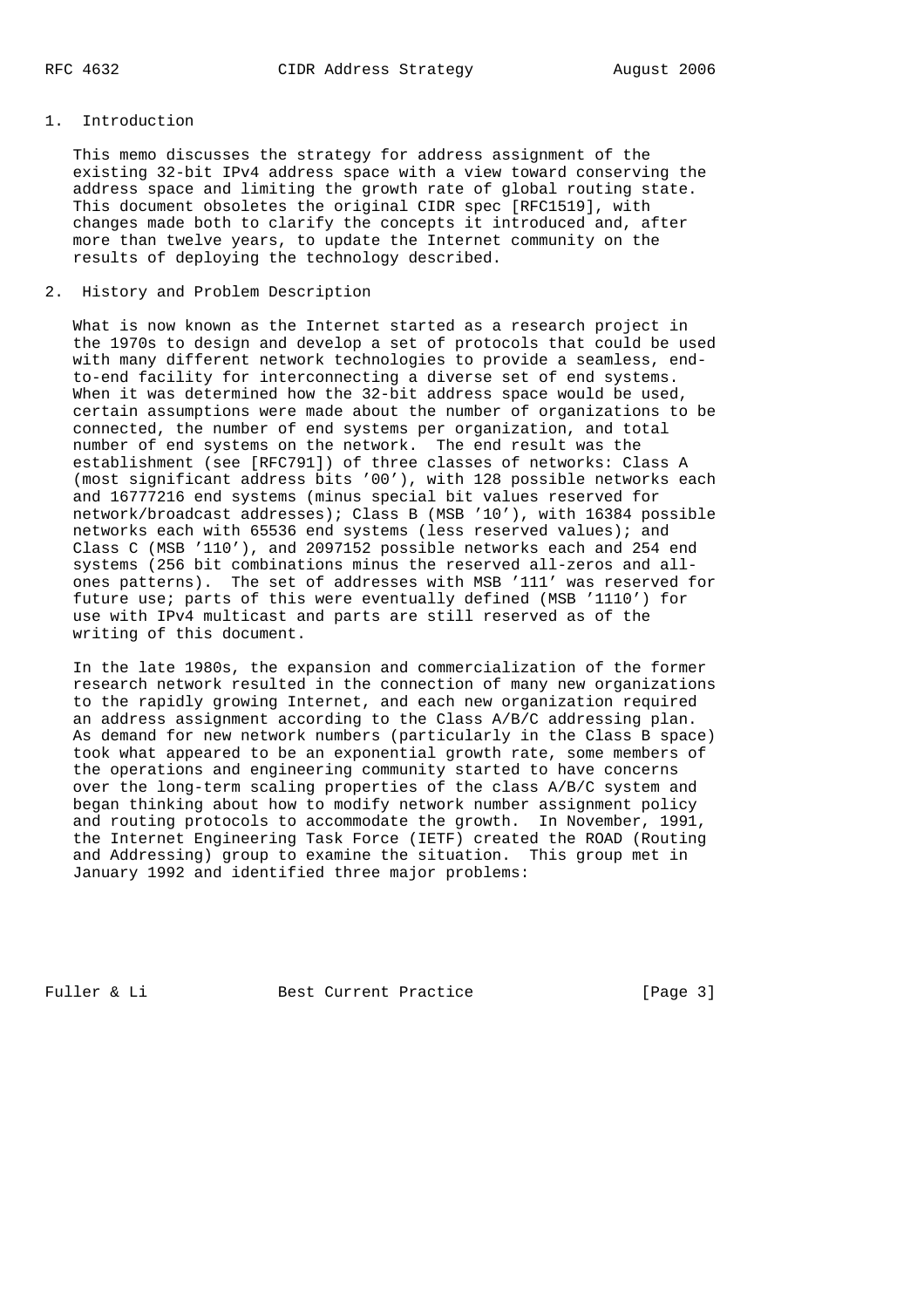## 1. Introduction

This memo discusses the strategy for address assignment of the existing 32-bit IPv4 address space with a view toward conserving the address space and limiting the growth rate of global routing state. This document obsoletes the original CIDR spec [RFC1519], with changes made both to clarify the concepts it introduced and, after more than twelve years, to update the Internet community on the results of deploying the technology described.

## 2. History and Problem Description

What is now known as the Internet started as a research project in the 1970s to design and develop a set of protocols that could be used with many different network technologies to provide a seamless, end-to-end facility for interconnecting a diverse set of end systems. When it was determined how the 32-bit address space would be used, certain assumptions were made about the number of organizations to be connected, the number of end systems per organization, and total number of end systems on the network. The end result was the establishment (see [RFC791]) of three classes of networks: Class A (most significant address bits '00'), with 128 possible networks each and 16777216 end systems (minus special bit values reserved for network/broadcast addresses); Class B (MSB '10'), with 16384 possible networks each with 65536 end systems (less reserved values); and Class C (MSB '110'), and 2097152 possible networks each and 254 end systems (256 bit combinations minus the reserved all-zeros and all-ones patterns). The set of addresses with MSB '111' was reserved for future use; parts of this were eventually defined (MSB '1110') for use with IPv4 multicast and parts are still reserved as of the writing of this document.

In the late 1980s, the expansion and commercialization of the former research network resulted in the connection of many new organizations to the rapidly growing Internet, and each new organization required an address assignment according to the Class A/B/C addressing plan. As demand for new network numbers (particularly in the Class B space) took what appeared to be an exponential growth rate, some members of the operations and engineering community started to have concerns over the long-term scaling properties of the class A/B/C system and began thinking about how to modify network number assignment policy and routing protocols to accommodate the growth. In November, 1991, the Internet Engineering Task Force (IETF) created the ROAD (Routing and Addressing) group to examine the situation. This group met in January 1992 and identified three major problems: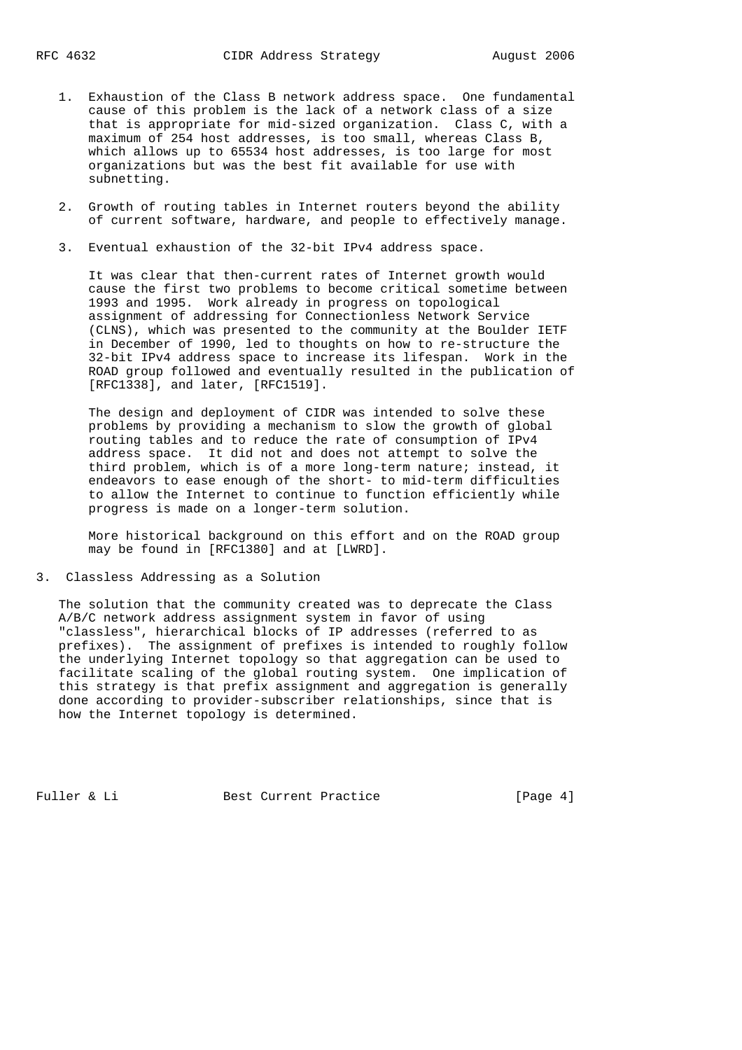1. Exhaustion of the Class B network address space. One fundamental cause of this problem is the lack of a network class of a size that is appropriate for mid-sized organization. Class C, with a maximum of 254 host addresses, is too small, whereas Class B, which allows up to 65534 host addresses, is too large for most organizations but was the best fit available for use with subnetting.

2. Growth of routing tables in Internet routers beyond the ability of current software, hardware, and people to effectively manage.

3. Eventual exhaustion of the 32-bit IPv4 address space.

   It was clear that then-current rates of Internet growth would cause the first two problems to become critical sometime between 1993 and 1995. Work already in progress on topological assignment of addressing for Connectionless Network Service (CLNS), which was presented to the community at the Boulder IETF in December of 1990, led to thoughts on how to re-structure the 32-bit IPv4 address space to increase its lifespan. Work in the ROAD group followed and eventually resulted in the publication of [RFC1338], and later, [RFC1519].

   The design and deployment of CIDR was intended to solve these problems by providing a mechanism to slow the growth of global routing tables and to reduce the rate of consumption of IPv4 address space. It did not and does not attempt to solve the third problem, which is of a more long-term nature; instead, it endeavors to ease enough of the short- to mid-term difficulties to allow the Internet to continue to function efficiently while progress is made on a longer-term solution.

   More historical background on this effort and on the ROAD group may be found in [RFC1380] and at [LWRD].

## 3. Classless Addressing as a Solution

The solution that the community created was to deprecate the Class A/B/C network address assignment system in favor of using "classless", hierarchical blocks of IP addresses (referred to as prefixes). The assignment of prefixes is intended to roughly follow the underlying Internet topology so that aggregation can be used to facilitate scaling of the global routing system. One implication of this strategy is that prefix assignment and aggregation is generally done according to provider-subscriber relationships, since that is how the Internet topology is determined.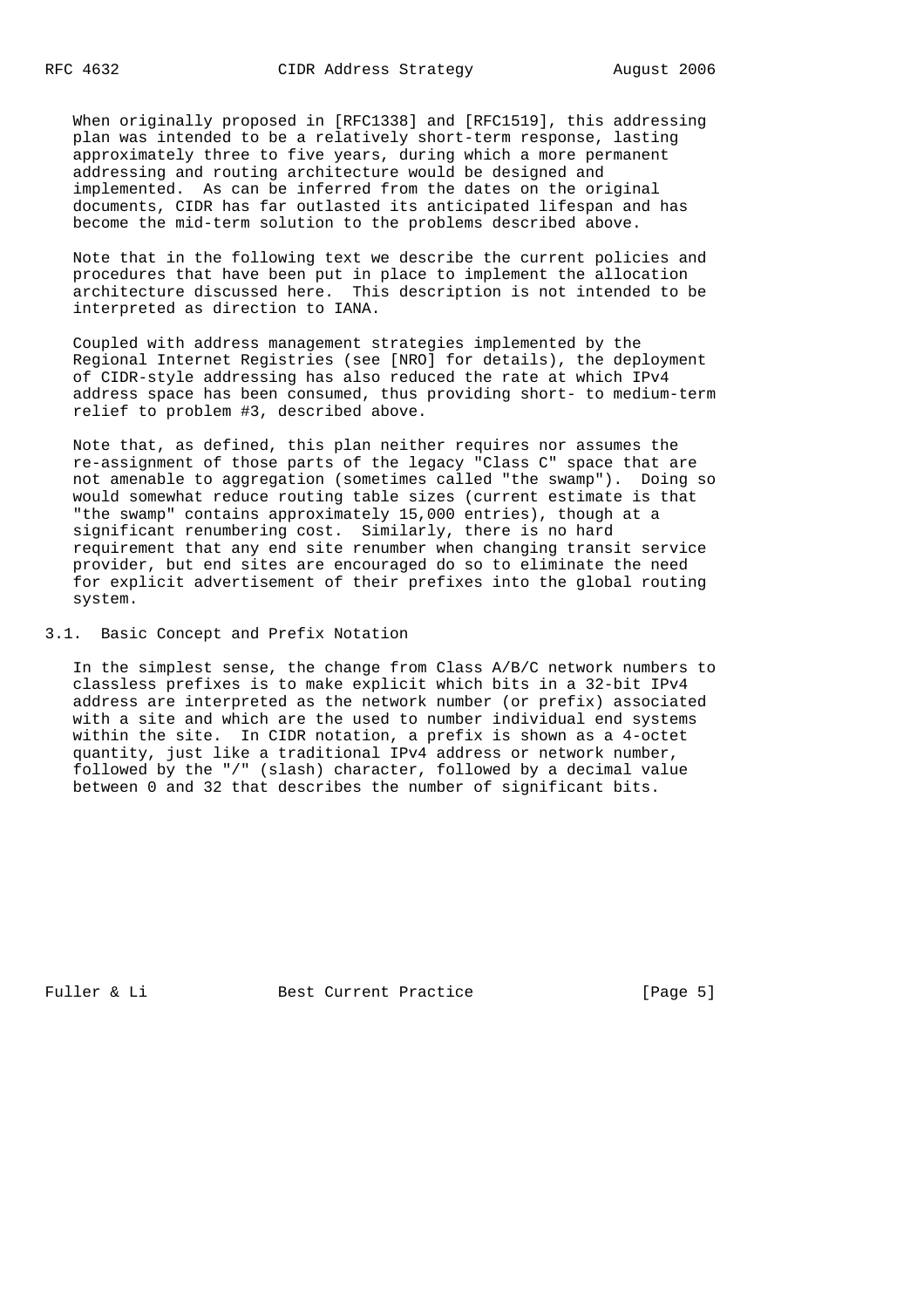When originally proposed in [RFC1338] and [RFC1519], this addressing plan was intended to be a relatively short-term response, lasting approximately three to five years, during which a more permanent addressing and routing architecture would be designed and implemented. As can be inferred from the dates on the original documents, CIDR has far outlasted its anticipated lifespan and has become the mid-term solution to the problems described above.

Note that in the following text we describe the current policies and procedures that have been put in place to implement the allocation architecture discussed here. This description is not intended to be interpreted as direction to IANA.

Coupled with address management strategies implemented by the Regional Internet Registries (see [NRO] for details), the deployment of CIDR-style addressing has also reduced the rate at which IPv4 address space has been consumed, thus providing short- to medium-term relief to problem #3, described above.

Note that, as defined, this plan neither requires nor assumes the re-assignment of those parts of the legacy "Class C" space that are not amenable to aggregation (sometimes called "the swamp"). Doing so would somewhat reduce routing table sizes (current estimate is that "the swamp" contains approximately 15,000 entries), though at a significant renumbering cost. Similarly, there is no hard requirement that any end site renumber when changing transit service provider, but end sites are encouraged do so to eliminate the need for explicit advertisement of their prefixes into the global routing system.

## 3.1. Basic Concept and Prefix Notation

In the simplest sense, the change from Class A/B/C network numbers to classless prefixes is to make explicit which bits in a 32-bit IPv4 address are interpreted as the network number (or prefix) associated with a site and which are the used to number individual end systems within the site. In CIDR notation, a prefix is shown as a 4-octet quantity, just like a traditional IPv4 address or network number, followed by the "/" (slash) character, followed by a decimal value between 0 and 32 that describes the number of significant bits.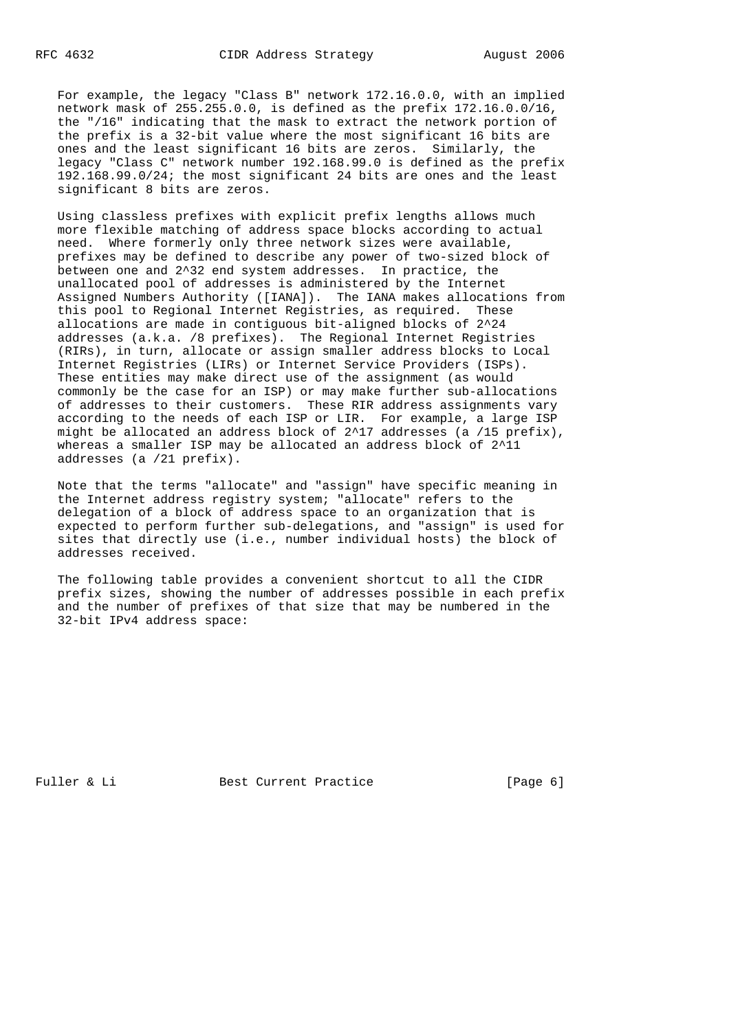For example, the legacy "Class B" network 172.16.0.0, with an implied network mask of 255.255.0.0, is defined as the prefix 172.16.0.0/16, the "/16" indicating that the mask to extract the network portion of the prefix is a 32-bit value where the most significant 16 bits are ones and the least significant 16 bits are zeros. Similarly, the legacy "Class C" network number 192.168.99.0 is defined as the prefix 192.168.99.0/24; the most significant 24 bits are ones and the least significant 8 bits are zeros.

Using classless prefixes with explicit prefix lengths allows much more flexible matching of address space blocks according to actual need. Where formerly only three network sizes were available, prefixes may be defined to describe any power of two-sized block of between one and $2^{32}$ end system addresses. In practice, the unallocated pool of addresses is administered by the Internet Assigned Numbers Authority ([IANA]). The IANA makes allocations from this pool to Regional Internet Registries, as required. These allocations are made in contiguous bit-aligned blocks of $2^{24}$ addresses (a.k.a. /8 prefixes). The Regional Internet Registries (RIRs), in turn, allocate or assign smaller address blocks to Local Internet Registries (LIRs) or Internet Service Providers (ISPs). These entities may make direct use of the assignment (as would commonly be the case for an ISP) or may make further sub-allocations of addresses to their customers. These RIR address assignments vary according to the needs of each ISP or LIR. For example, a large ISP might be allocated an address block of $2^{17}$ addresses (a /15 prefix), whereas a smaller ISP may be allocated an address block of $2^{11}$ addresses (a /21 prefix).

Note that the terms "allocate" and "assign" have specific meaning in the Internet address registry system; "allocate" refers to the delegation of a block of address space to an organization that is expected to perform further sub-delegations, and "assign" is used for sites that directly use (i.e., number individual hosts) the block of addresses received.

The following table provides a convenient shortcut to all the CIDR prefix sizes, showing the number of addresses possible in each prefix and the number of prefixes of that size that may be numbered in the 32-bit IPv4 address space: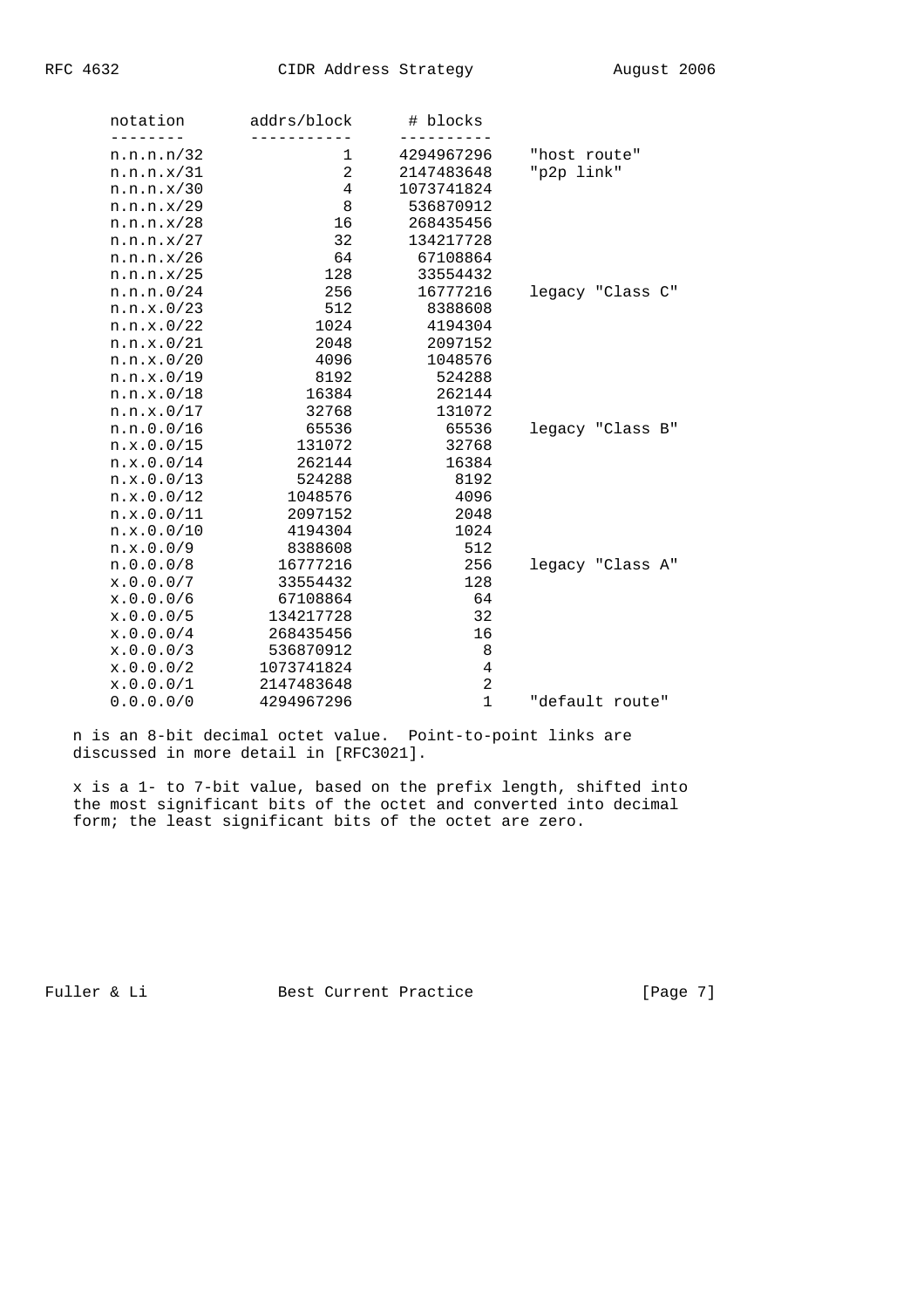| notation | addrs/block | # blocks | |
|---|---|---|---|
| n.n.n.n/32 | 1 | 4294967296 | "host route" |
| n.n.n.x/31 | 2 | 2147483648 | "p2p link" |
| n.n.n.x/30 | 4 | 1073741824 | |
| n.n.n.x/29 | 8 | 536870912 | |
| n.n.n.x/28 | 16 | 268435456 | |
| n.n.n.x/27 | 32 | 134217728 | |
| n.n.n.x/26 | 64 | 67108864 | |
| n.n.n.x/25 | 128 | 33554432 | |
| n.n.n.0/24 | 256 | 16777216 | legacy "Class C" |
| n.n.x.0/23 | 512 | 8388608 | |
| n.n.x.0/22 | 1024 | 4194304 | |
| n.n.x.0/21 | 2048 | 2097152 | |
| n.n.x.0/20 | 4096 | 1048576 | |
| n.n.x.0/19 | 8192 | 524288 | |
| n.n.x.0/18 | 16384 | 262144 | |
| n.n.x.0/17 | 32768 | 131072 | |
| n.n.0.0/16 | 65536 | 65536 | legacy "Class B" |
| n.x.0.0/15 | 131072 | 32768 | |
| n.x.0.0/14 | 262144 | 16384 | |
| n.x.0.0/13 | 524288 | 8192 | |
| n.x.0.0/12 | 1048576 | 4096 | |
| n.x.0.0/11 | 2097152 | 2048 | |
| n.x.0.0/10 | 4194304 | 1024 | |
| n.x.0.0/9 | 8388608 | 512 | |
| n.0.0.0/8 | 16777216 | 256 | legacy "Class A" |
| x.0.0.0/7 | 33554432 | 128 | |
| x.0.0.0/6 | 67108864 | 64 | |
| x.0.0.0/5 | 134217728 | 32 | |
| x.0.0.0/4 | 268435456 | 16 | |
| x.0.0.0/3 | 536870912 | 8 | |
| x.0.0.0/2 | 1073741824 | 4 | |
| x.0.0.0/1 | 2147483648 | 2 | |
| 0.0.0.0/0 | 4294967296 | 1 | "default route" |

n is an 8-bit decimal octet value. Point-to-point links are discussed in more detail in [RFC3021].

x is a 1- to 7-bit value, based on the prefix length, shifted into the most significant bits of the octet and converted into decimal form; the least significant bits of the octet are zero.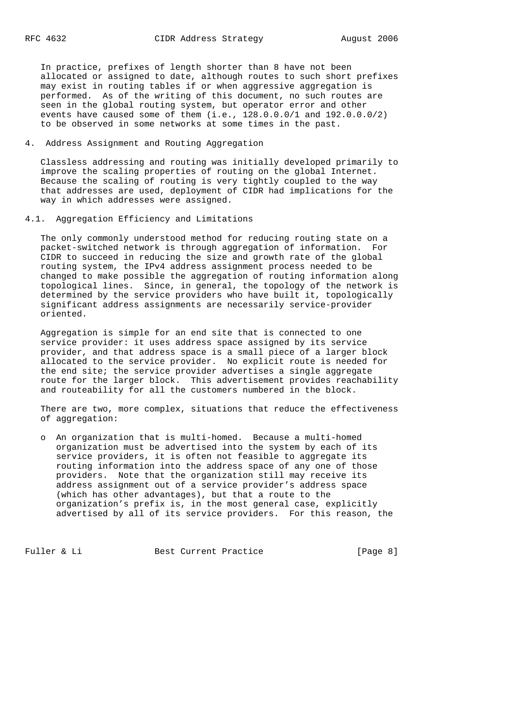In practice, prefixes of length shorter than 8 have not been allocated or assigned to date, although routes to such short prefixes may exist in routing tables if or when aggressive aggregation is performed. As of the writing of this document, no such routes are seen in the global routing system, but operator error and other events have caused some of them (i.e., 128.0.0.0/1 and 192.0.0.0/2) to be observed in some networks at some times in the past.

## 4. Address Assignment and Routing Aggregation

Classless addressing and routing was initially developed primarily to improve the scaling properties of routing on the global Internet. Because the scaling of routing is very tightly coupled to the way that addresses are used, deployment of CIDR had implications for the way in which addresses were assigned.

### 4.1. Aggregation Efficiency and Limitations

The only commonly understood method for reducing routing state on a packet-switched network is through aggregation of information. For CIDR to succeed in reducing the size and growth rate of the global routing system, the IPv4 address assignment process needed to be changed to make possible the aggregation of routing information along topological lines. Since, in general, the topology of the network is determined by the service providers who have built it, topologically significant address assignments are necessarily service-provider oriented.

Aggregation is simple for an end site that is connected to one service provider: it uses address space assigned by its service provider, and that address space is a small piece of a larger block allocated to the service provider. No explicit route is needed for the end site; the service provider advertises a single aggregate route for the larger block. This advertisement provides reachability and routeability for all the customers numbered in the block.

There are two, more complex, situations that reduce the effectiveness of aggregation:

- An organization that is multi-homed. Because a multi-homed organization must be advertised into the system by each of its service providers, it is often not feasible to aggregate its routing information into the address space of any one of those providers. Note that the organization still may receive its address assignment out of a service provider's address space (which has other advantages), but that a route to the organization's prefix is, in the most general case, explicitly advertised by all of its service providers. For this reason, the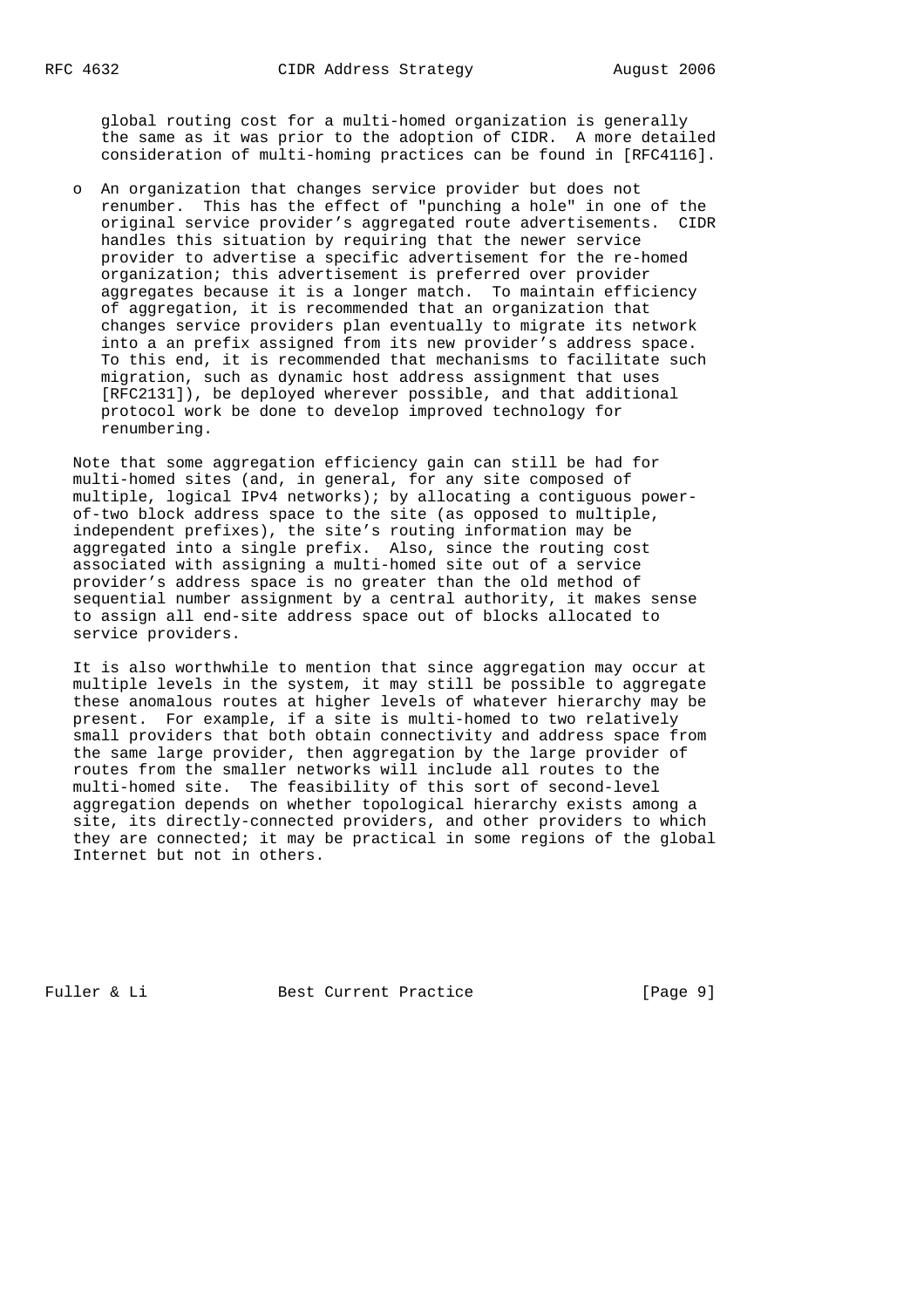global routing cost for a multi-homed organization is generally the same as it was prior to the adoption of CIDR. A more detailed consideration of multi-homing practices can be found in [RFC4116].

- An organization that changes service provider but does not renumber. This has the effect of "punching a hole" in one of the original service provider's aggregated route advertisements. CIDR handles this situation by requiring that the newer service provider to advertise a specific advertisement for the re-homed organization; this advertisement is preferred over provider aggregates because it is a longer match. To maintain efficiency of aggregation, it is recommended that an organization that changes service providers plan eventually to migrate its network into a an prefix assigned from its new provider's address space. To this end, it is recommended that mechanisms to facilitate such migration, such as dynamic host address assignment that uses [RFC2131]), be deployed wherever possible, and that additional protocol work be done to develop improved technology for renumbering.

Note that some aggregation efficiency gain can still be had for multi-homed sites (and, in general, for any site composed of multiple, logical IPv4 networks); by allocating a contiguous power-of-two block address space to the site (as opposed to multiple, independent prefixes), the site's routing information may be aggregated into a single prefix. Also, since the routing cost associated with assigning a multi-homed site out of a service provider's address space is no greater than the old method of sequential number assignment by a central authority, it makes sense to assign all end-site address space out of blocks allocated to service providers.

It is also worthwhile to mention that since aggregation may occur at multiple levels in the system, it may still be possible to aggregate these anomalous routes at higher levels of whatever hierarchy may be present. For example, if a site is multi-homed to two relatively small providers that both obtain connectivity and address space from the same large provider, then aggregation by the large provider of routes from the smaller networks will include all routes to the multi-homed site. The feasibility of this sort of second-level aggregation depends on whether topological hierarchy exists among a site, its directly-connected providers, and other providers to which they are connected; it may be practical in some regions of the global Internet but not in others.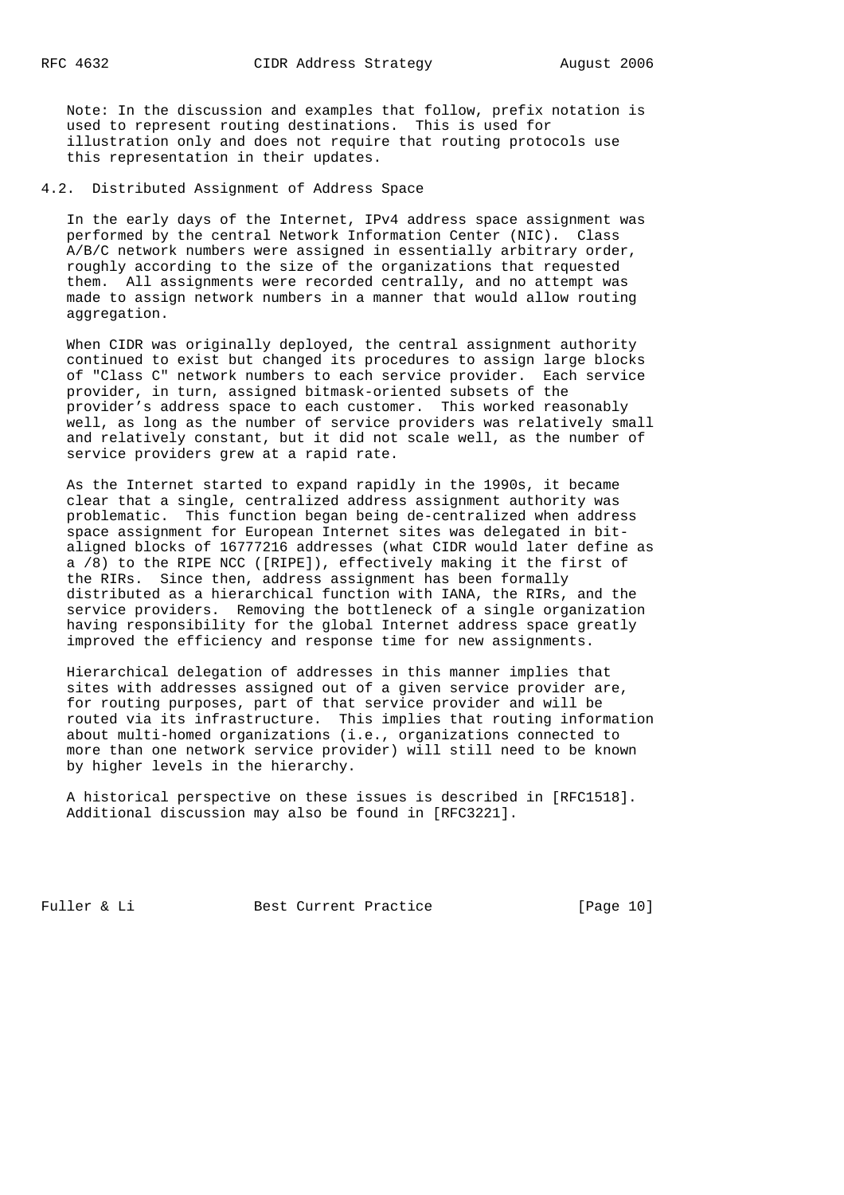Note: In the discussion and examples that follow, prefix notation is used to represent routing destinations. This is used for illustration only and does not require that routing protocols use this representation in their updates.

## 4.2. Distributed Assignment of Address Space

In the early days of the Internet, IPv4 address space assignment was performed by the central Network Information Center (NIC). Class A/B/C network numbers were assigned in essentially arbitrary order, roughly according to the size of the organizations that requested them. All assignments were recorded centrally, and no attempt was made to assign network numbers in a manner that would allow routing aggregation.

When CIDR was originally deployed, the central assignment authority continued to exist but changed its procedures to assign large blocks of "Class C" network numbers to each service provider. Each service provider, in turn, assigned bitmask-oriented subsets of the provider's address space to each customer. This worked reasonably well, as long as the number of service providers was relatively small and relatively constant, but it did not scale well, as the number of service providers grew at a rapid rate.

As the Internet started to expand rapidly in the 1990s, it became clear that a single, centralized address assignment authority was problematic. This function began being de-centralized when address space assignment for European Internet sites was delegated in bit-aligned blocks of 16777216 addresses (what CIDR would later define as a /8) to the RIPE NCC ([RIPE]), effectively making it the first of the RIRs. Since then, address assignment has been formally distributed as a hierarchical function with IANA, the RIRs, and the service providers. Removing the bottleneck of a single organization having responsibility for the global Internet address space greatly improved the efficiency and response time for new assignments.

Hierarchical delegation of addresses in this manner implies that sites with addresses assigned out of a given service provider are, for routing purposes, part of that service provider and will be routed via its infrastructure. This implies that routing information about multi-homed organizations (i.e., organizations connected to more than one network service provider) will still need to be known by higher levels in the hierarchy.

A historical perspective on these issues is described in [RFC1518]. Additional discussion may also be found in [RFC3221].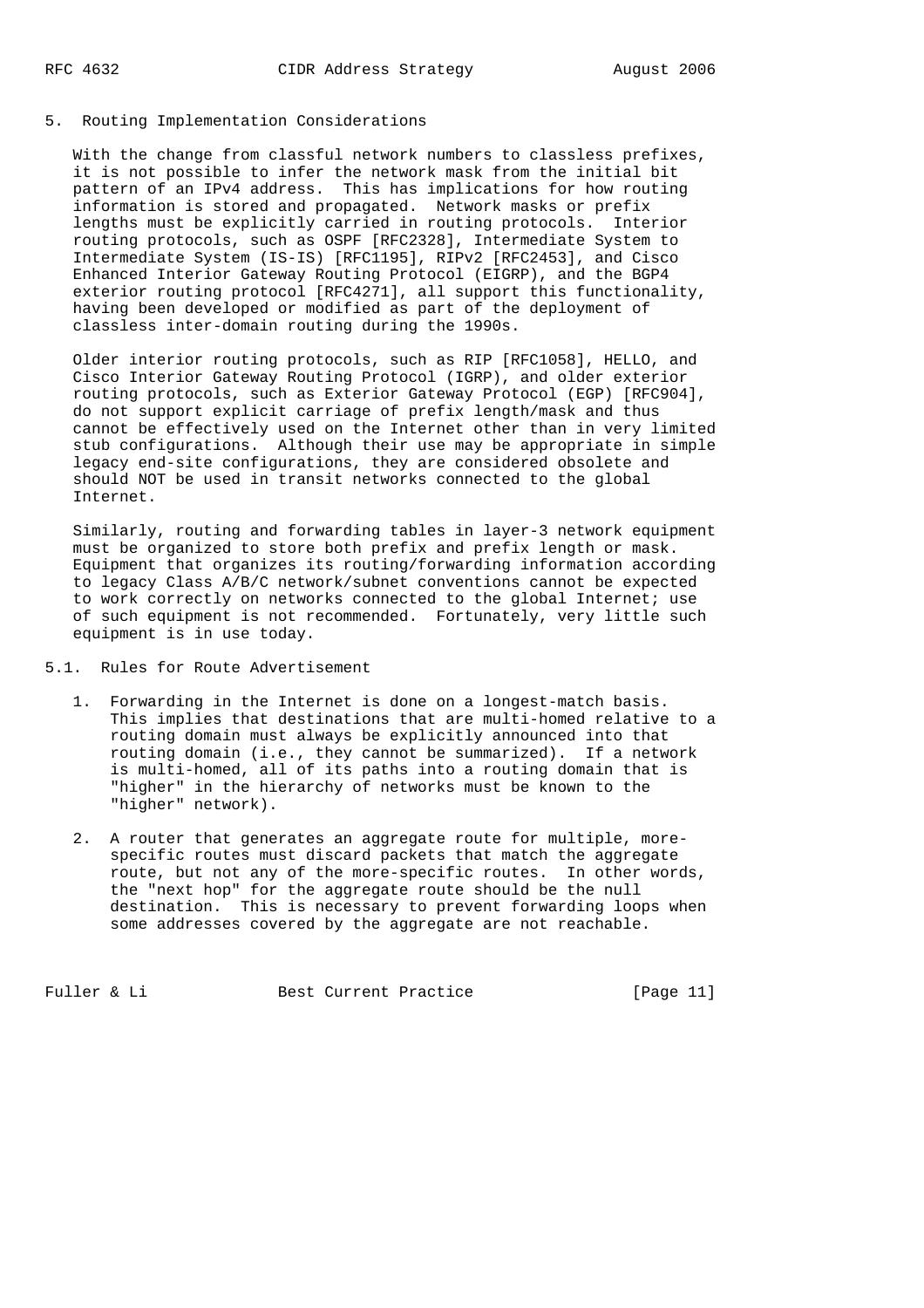## 5. Routing Implementation Considerations

With the change from classful network numbers to classless prefixes, it is not possible to infer the network mask from the initial bit pattern of an IPv4 address. This has implications for how routing information is stored and propagated. Network masks or prefix lengths must be explicitly carried in routing protocols. Interior routing protocols, such as OSPF [RFC2328], Intermediate System to Intermediate System (IS-IS) [RFC1195], RIPv2 [RFC2453], and Cisco Enhanced Interior Gateway Routing Protocol (EIGRP), and the BGP4 exterior routing protocol [RFC4271], all support this functionality, having been developed or modified as part of the deployment of classless inter-domain routing during the 1990s.

Older interior routing protocols, such as RIP [RFC1058], HELLO, and Cisco Interior Gateway Routing Protocol (IGRP), and older exterior routing protocols, such as Exterior Gateway Protocol (EGP) [RFC904], do not support explicit carriage of prefix length/mask and thus cannot be effectively used on the Internet other than in very limited stub configurations. Although their use may be appropriate in simple legacy end-site configurations, they are considered obsolete and should NOT be used in transit networks connected to the global Internet.

Similarly, routing and forwarding tables in layer-3 network equipment must be organized to store both prefix and prefix length or mask. Equipment that organizes its routing/forwarding information according to legacy Class A/B/C network/subnet conventions cannot be expected to work correctly on networks connected to the global Internet; use of such equipment is not recommended. Fortunately, very little such equipment is in use today.

### 5.1. Rules for Route Advertisement

1. Forwarding in the Internet is done on a longest-match basis. This implies that destinations that are multi-homed relative to a routing domain must always be explicitly announced into that routing domain (i.e., they cannot be summarized). If a network is multi-homed, all of its paths into a routing domain that is "higher" in the hierarchy of networks must be known to the "higher" network).

2. A router that generates an aggregate route for multiple, more-specific routes must discard packets that match the aggregate route, but not any of the more-specific routes. In other words, the "next hop" for the aggregate route should be the null destination. This is necessary to prevent forwarding loops when some addresses covered by the aggregate are not reachable.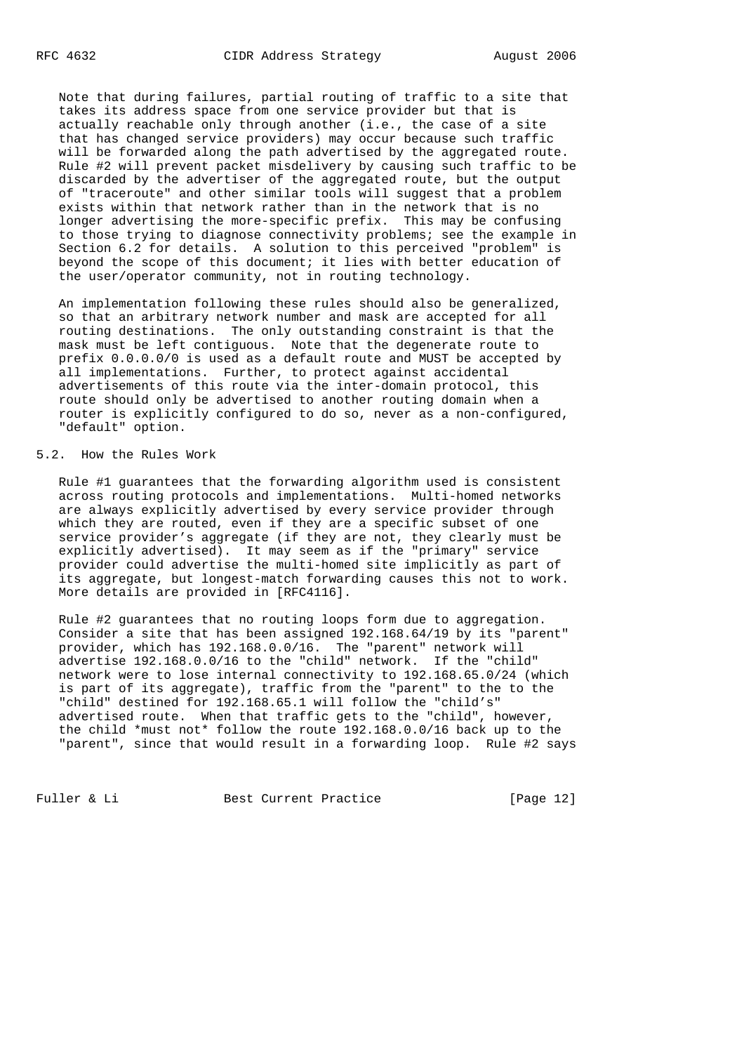Note that during failures, partial routing of traffic to a site that takes its address space from one service provider but that is actually reachable only through another (i.e., the case of a site that has changed service providers) may occur because such traffic will be forwarded along the path advertised by the aggregated route. Rule #2 will prevent packet misdelivery by causing such traffic to be discarded by the advertiser of the aggregated route, but the output of "traceroute" and other similar tools will suggest that a problem exists within that network rather than in the network that is no longer advertising the more-specific prefix. This may be confusing to those trying to diagnose connectivity problems; see the example in Section 6.2 for details. A solution to this perceived "problem" is beyond the scope of this document; it lies with better education of the user/operator community, not in routing technology.

An implementation following these rules should also be generalized, so that an arbitrary network number and mask are accepted for all routing destinations. The only outstanding constraint is that the mask must be left contiguous. Note that the degenerate route to prefix 0.0.0.0/0 is used as a default route and MUST be accepted by all implementations. Further, to protect against accidental advertisements of this route via the inter-domain protocol, this route should only be advertised to another routing domain when a router is explicitly configured to do so, never as a non-configured, "default" option.

## 5.2. How the Rules Work

Rule #1 guarantees that the forwarding algorithm used is consistent across routing protocols and implementations. Multi-homed networks are always explicitly advertised by every service provider through which they are routed, even if they are a specific subset of one service provider's aggregate (if they are not, they clearly must be explicitly advertised). It may seem as if the "primary" service provider could advertise the multi-homed site implicitly as part of its aggregate, but longest-match forwarding causes this not to work. More details are provided in [RFC4116].

Rule #2 guarantees that no routing loops form due to aggregation. Consider a site that has been assigned 192.168.64/19 by its "parent" provider, which has 192.168.0.0/16. The "parent" network will advertise 192.168.0.0/16 to the "child" network. If the "child" network were to lose internal connectivity to 192.168.65.0/24 (which is part of its aggregate), traffic from the "parent" to the to the "child" destined for 192.168.65.1 will follow the "child's" advertised route. When that traffic gets to the "child", however, the child *must not* follow the route 192.168.0.0/16 back up to the "parent", since that would result in a forwarding loop. Rule #2 says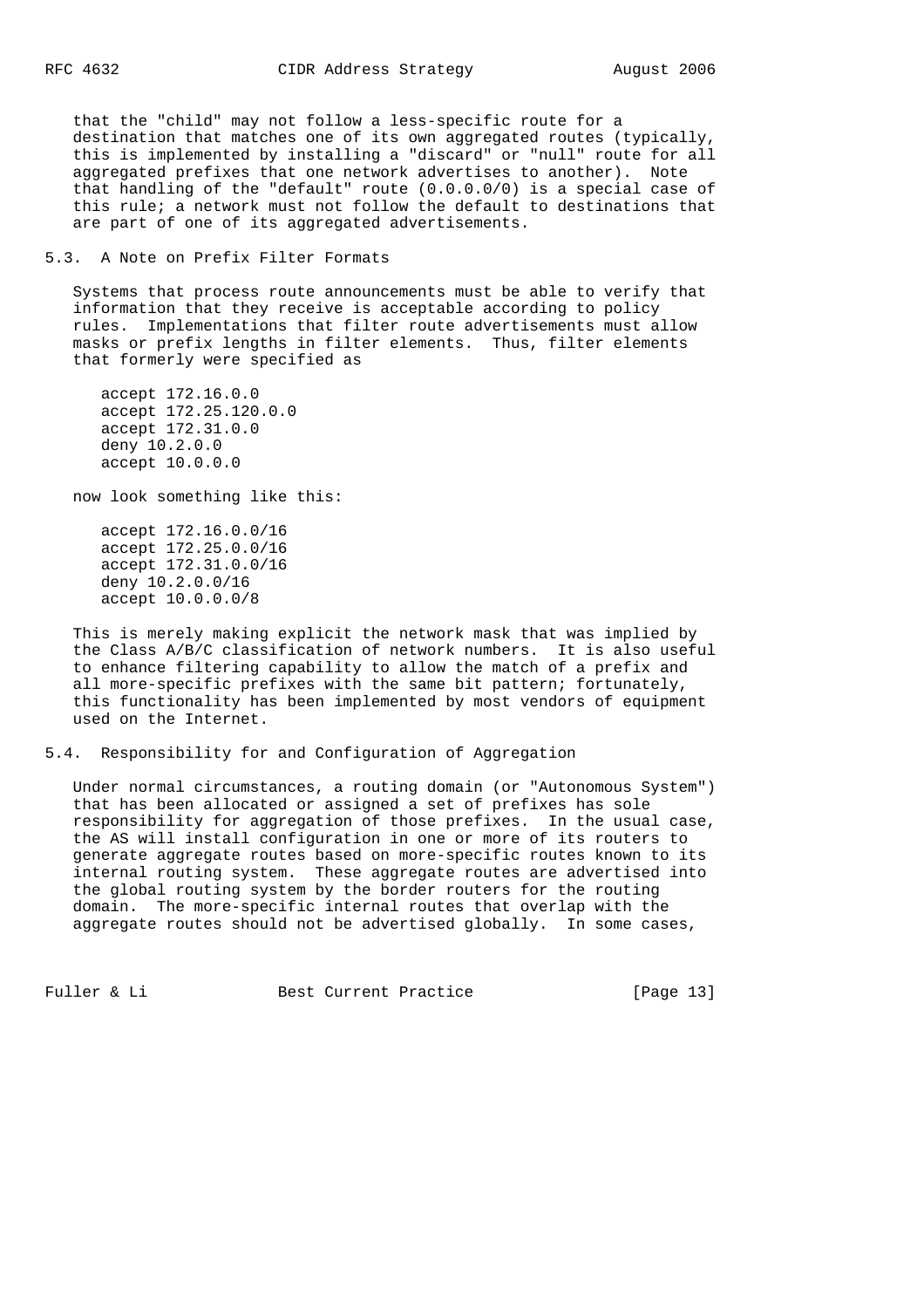that the "child" may not follow a less-specific route for a destination that matches one of its own aggregated routes (typically, this is implemented by installing a "discard" or "null" route for all aggregated prefixes that one network advertises to another). Note that handling of the "default" route (0.0.0.0/0) is a special case of this rule; a network must not follow the default to destinations that are part of one of its aggregated advertisements.

### 5.3. A Note on Prefix Filter Formats

Systems that process route announcements must be able to verify that information that they receive is acceptable according to policy rules. Implementations that filter route advertisements must allow masks or prefix lengths in filter elements. Thus, filter elements that formerly were specified as

```
accept 172.16.0.0
accept 172.25.120.0.0
accept 172.31.0.0
deny 10.2.0.0
accept 10.0.0.0
```

now look something like this:

```
accept 172.16.0.0/16
accept 172.25.0.0/16
accept 172.31.0.0/16
deny 10.2.0.0/16
accept 10.0.0.0/8
```

This is merely making explicit the network mask that was implied by the Class A/B/C classification of network numbers. It is also useful to enhance filtering capability to allow the match of a prefix and all more-specific prefixes with the same bit pattern; fortunately, this functionality has been implemented by most vendors of equipment used on the Internet.

### 5.4. Responsibility for and Configuration of Aggregation

Under normal circumstances, a routing domain (or "Autonomous System") that has been allocated or assigned a set of prefixes has sole responsibility for aggregation of those prefixes. In the usual case, the AS will install configuration in one or more of its routers to generate aggregate routes based on more-specific routes known to its internal routing system. These aggregate routes are advertised into the global routing system by the border routers for the routing domain. The more-specific internal routes that overlap with the aggregate routes should not be advertised globally. In some cases,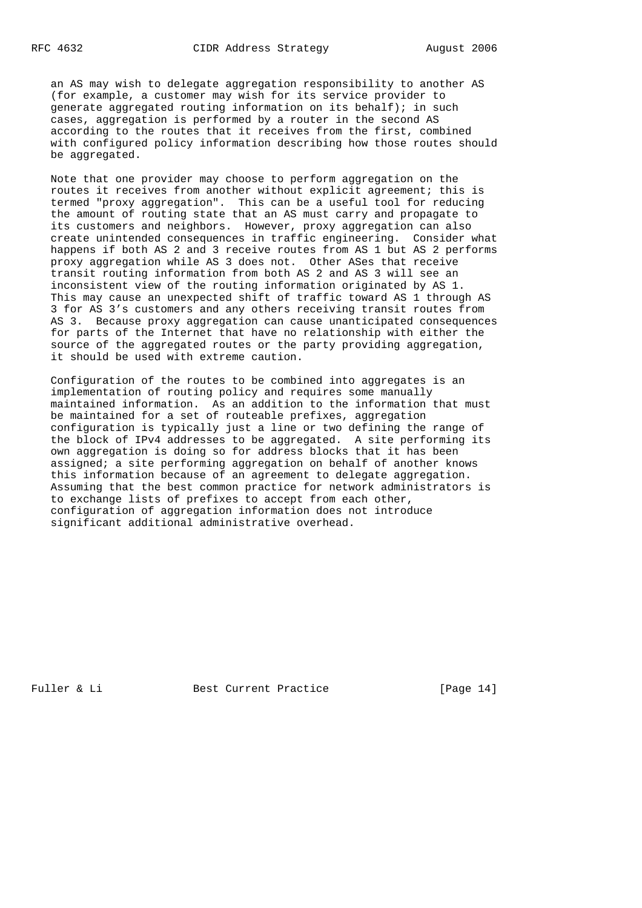an AS may wish to delegate aggregation responsibility to another AS (for example, a customer may wish for its service provider to generate aggregated routing information on its behalf); in such cases, aggregation is performed by a router in the second AS according to the routes that it receives from the first, combined with configured policy information describing how those routes should be aggregated.

Note that one provider may choose to perform aggregation on the routes it receives from another without explicit agreement; this is termed "proxy aggregation". This can be a useful tool for reducing the amount of routing state that an AS must carry and propagate to its customers and neighbors. However, proxy aggregation can also create unintended consequences in traffic engineering. Consider what happens if both AS 2 and 3 receive routes from AS 1 but AS 2 performs proxy aggregation while AS 3 does not. Other ASes that receive transit routing information from both AS 2 and AS 3 will see an inconsistent view of the routing information originated by AS 1. This may cause an unexpected shift of traffic toward AS 1 through AS 3 for AS 3's customers and any others receiving transit routes from AS 3. Because proxy aggregation can cause unanticipated consequences for parts of the Internet that have no relationship with either the source of the aggregated routes or the party providing aggregation, it should be used with extreme caution.

Configuration of the routes to be combined into aggregates is an implementation of routing policy and requires some manually maintained information. As an addition to the information that must be maintained for a set of routeable prefixes, aggregation configuration is typically just a line or two defining the range of the block of IPv4 addresses to be aggregated. A site performing its own aggregation is doing so for address blocks that it has been assigned; a site performing aggregation on behalf of another knows this information because of an agreement to delegate aggregation. Assuming that the best common practice for network administrators is to exchange lists of prefixes to accept from each other, configuration of aggregation information does not introduce significant additional administrative overhead.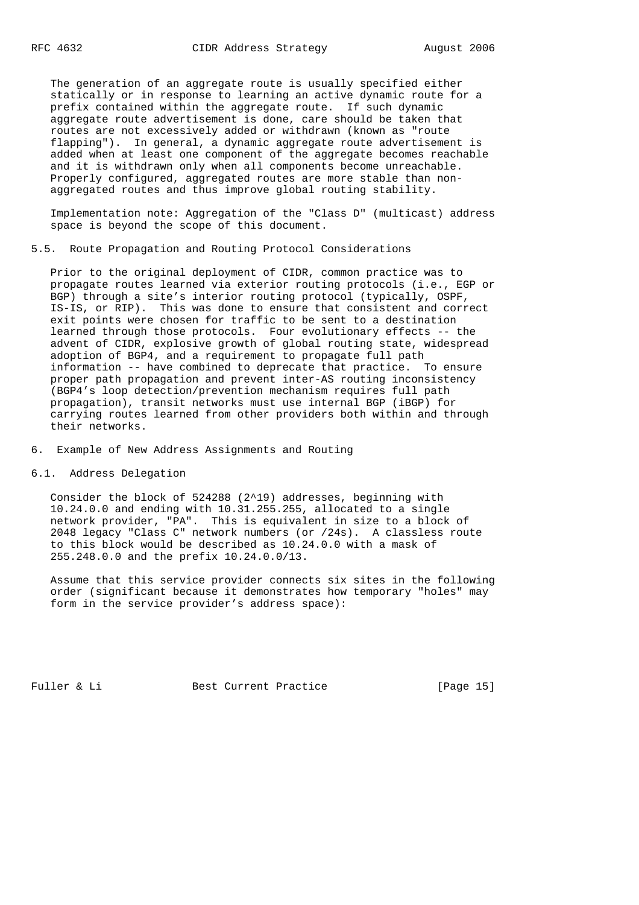The generation of an aggregate route is usually specified either statically or in response to learning an active dynamic route for a prefix contained within the aggregate route. If such dynamic aggregate route advertisement is done, care should be taken that routes are not excessively added or withdrawn (known as "route flapping"). In general, a dynamic aggregate route advertisement is added when at least one component of the aggregate becomes reachable and it is withdrawn only when all components become unreachable. Properly configured, aggregated routes are more stable than non-aggregated routes and thus improve global routing stability.

Implementation note: Aggregation of the "Class D" (multicast) address space is beyond the scope of this document.

### 5.5. Route Propagation and Routing Protocol Considerations

Prior to the original deployment of CIDR, common practice was to propagate routes learned via exterior routing protocols (i.e., EGP or BGP) through a site's interior routing protocol (typically, OSPF, IS-IS, or RIP). This was done to ensure that consistent and correct exit points were chosen for traffic to be sent to a destination learned through those protocols. Four evolutionary effects -- the advent of CIDR, explosive growth of global routing state, widespread adoption of BGP4, and a requirement to propagate full path information -- have combined to deprecate that practice. To ensure proper path propagation and prevent inter-AS routing inconsistency (BGP4's loop detection/prevention mechanism requires full path propagation), transit networks must use internal BGP (iBGP) for carrying routes learned from other providers both within and through their networks.

## 6. Example of New Address Assignments and Routing

### 6.1. Address Delegation

Consider the block of 524288 ($2^{19}$) addresses, beginning with 10.24.0.0 and ending with 10.31.255.255, allocated to a single network provider, "PA". This is equivalent in size to a block of 2048 legacy "Class C" network numbers (or /24s). A classless route to this block would be described as 10.24.0.0 with a mask of 255.248.0.0 and the prefix 10.24.0.0/13.

Assume that this service provider connects six sites in the following order (significant because it demonstrates how temporary "holes" may form in the service provider's address space):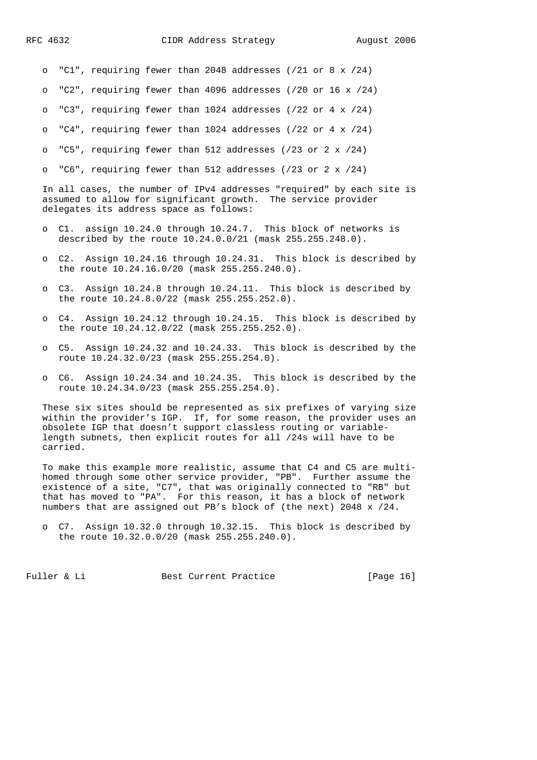- "C1", requiring fewer than 2048 addresses (/21 or 8 x /24)
- "C2", requiring fewer than 4096 addresses (/20 or 16 x /24)
- "C3", requiring fewer than 1024 addresses (/22 or 4 x /24)
- "C4", requiring fewer than 1024 addresses (/22 or 4 x /24)
- "C5", requiring fewer than 512 addresses (/23 or 2 x /24)
- "C6", requiring fewer than 512 addresses (/23 or 2 x /24)

In all cases, the number of IPv4 addresses "required" by each site is assumed to allow for significant growth. The service provider delegates its address space as follows:

- C1. assign 10.24.0 through 10.24.7. This block of networks is described by the route 10.24.0.0/21 (mask 255.255.248.0).
- C2. Assign 10.24.16 through 10.24.31. This block is described by the route 10.24.16.0/20 (mask 255.255.240.0).
- C3. Assign 10.24.8 through 10.24.11. This block is described by the route 10.24.8.0/22 (mask 255.255.252.0).
- C4. Assign 10.24.12 through 10.24.15. This block is described by the route 10.24.12.0/22 (mask 255.255.252.0).
- C5. Assign 10.24.32 and 10.24.33. This block is described by the route 10.24.32.0/23 (mask 255.255.254.0).
- C6. Assign 10.24.34 and 10.24.35. This block is described by the route 10.24.34.0/23 (mask 255.255.254.0).

These six sites should be represented as six prefixes of varying size within the provider's IGP. If, for some reason, the provider uses an obsolete IGP that doesn't support classless routing or variable-length subnets, then explicit routes for all /24s will have to be carried.

To make this example more realistic, assume that C4 and C5 are multi-homed through some other service provider, "PB". Further assume the existence of a site, "C7", that was originally connected to "RB" but that has moved to "PA". For this reason, it has a block of network numbers that are assigned out PB's block of (the next) 2048 x /24.

- C7. Assign 10.32.0 through 10.32.15. This block is described by the route 10.32.0.0/20 (mask 255.255.240.0).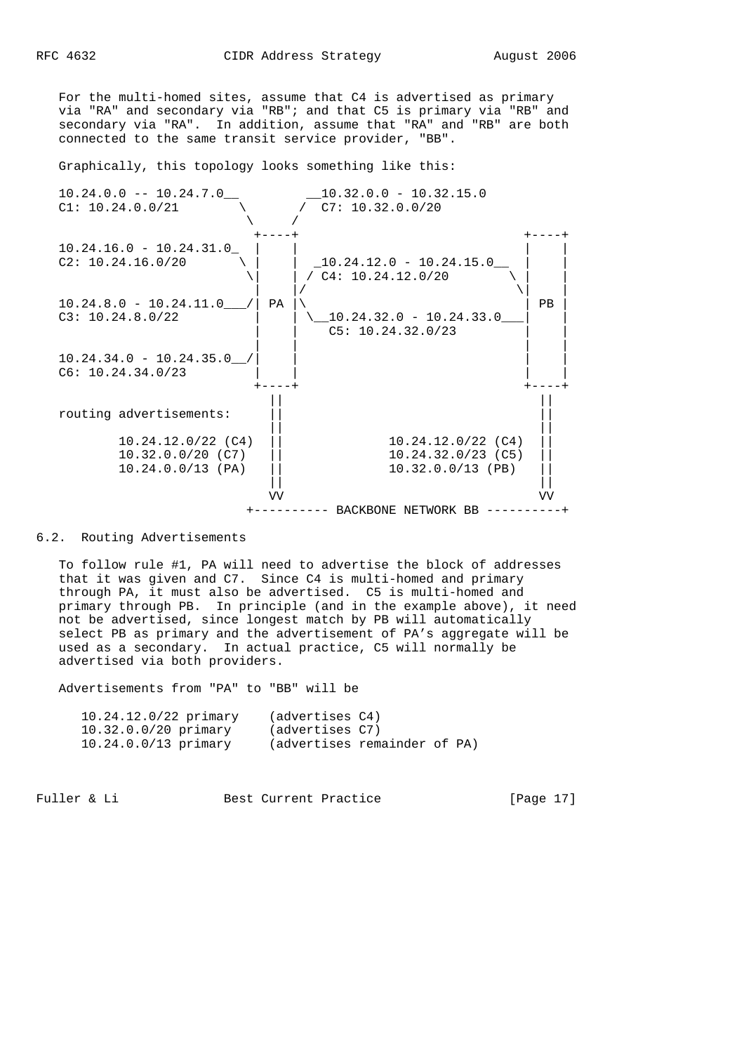For the multi-homed sites, assume that C4 is advertised as primary via "RA" and secondary via "RB"; and that C5 is primary via "RB" and secondary via "RA". In addition, assume that "RA" and "RB" are both connected to the same transit service provider, "BB".

Graphically, this topology looks something like this:

```
10.24.0.0 -- 10.24.7.0__         __10.32.0.0 - 10.32.15.0
C1: 10.24.0.0/21        \       /  C7: 10.32.0.0/20
                         \     /
                          +----+                               +----+
10.24.16.0 - 10.24.31.0_  |    |                               |    |
C2: 10.24.16.0/20       \ |    |  _10.24.12.0 - 10.24.15.0__   |    |
                         \|    | / C4: 10.24.12.0/20         \ |    |
                          |    |/                             \|    |
10.24.8.0 - 10.24.11.0___/| PA |\                              | PB |
C3: 10.24.8.0/22          |    | \__10.24.32.0 - 10.24.33.0___|    |
                          |    |    C5: 10.24.32.0/23          |    |
                          |    |                               |    |
10.24.34.0 - 10.24.35.0__/|    |                               |    |
C6: 10.24.34.0/23         |    |                               |    |
                          +----+                               +----+
                            ||                                   ||
routing advertisements:     ||                                   ||
                            ||                                   ||
       10.24.12.0/22 (C4)   ||            10.24.12.0/22 (C4)     ||
       10.32.0.0/20 (C7)    ||            10.24.32.0/23 (C5)     ||
       10.24.0.0/13 (PA)    ||            10.32.0.0/13 (PB)      ||
                            ||                                   ||
                            VV                                   VV
                         +---------- BACKBONE NETWORK BB ----------+
```

## 6.2. Routing Advertisements

To follow rule #1, PA will need to advertise the block of addresses that it was given and C7. Since C4 is multi-homed and primary through PA, it must also be advertised. C5 is multi-homed and primary through PB. In principle (and in the example above), it need not be advertised, since longest match by PB will automatically select PB as primary and the advertisement of PA's aggregate will be used as a secondary. In actual practice, C5 will normally be advertised via both providers.

Advertisements from "PA" to "BB" will be

```
10.24.12.0/22 primary    (advertises C4)
10.32.0.0/20 primary     (advertises C7)
10.24.0.0/13 primary     (advertises remainder of PA)
```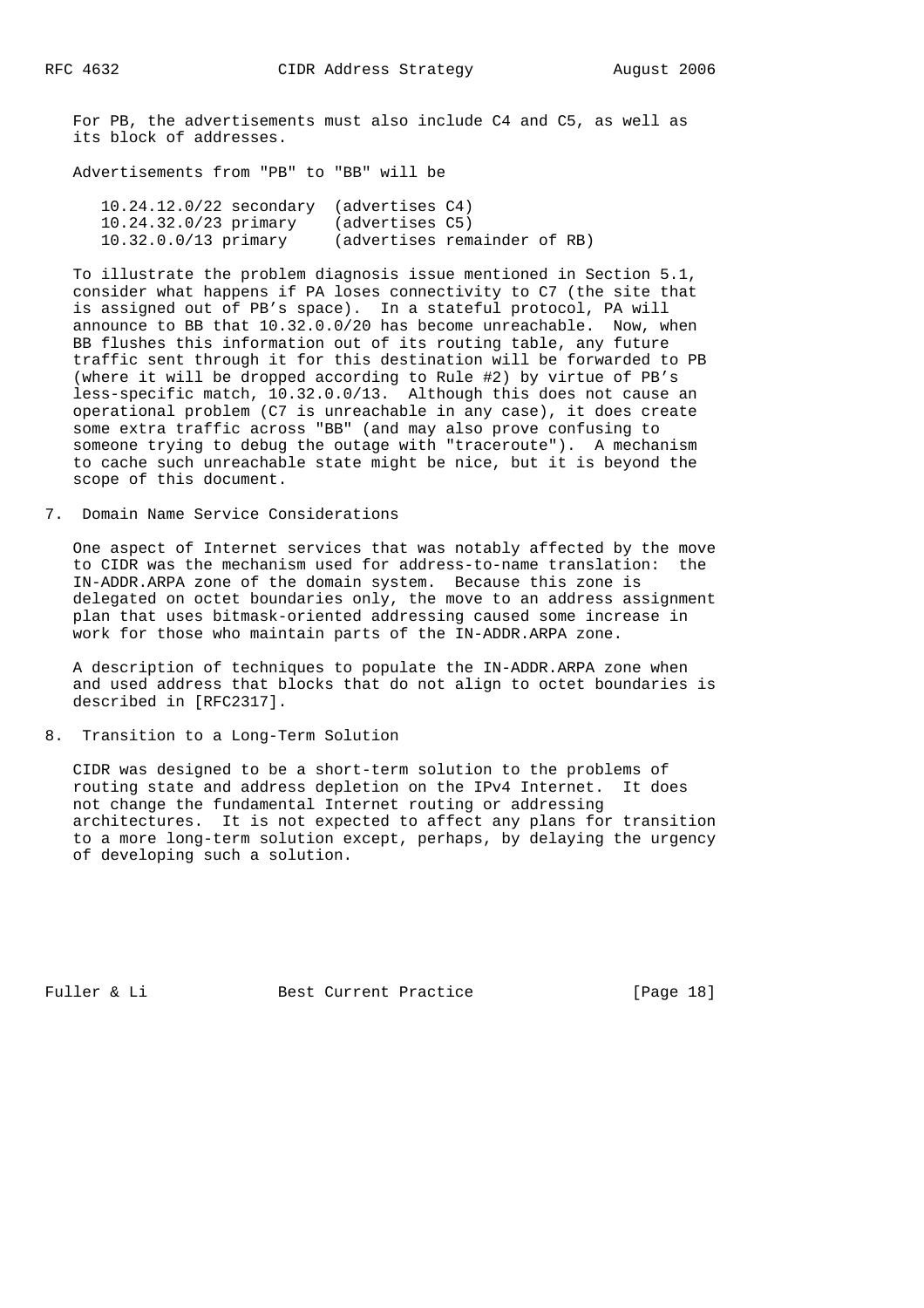For PB, the advertisements must also include C4 and C5, as well as its block of addresses.

Advertisements from "PB" to "BB" will be

```
10.24.12.0/22 secondary  (advertises C4)
10.24.32.0/23 primary    (advertises C5)
10.32.0.0/13 primary     (advertises remainder of RB)
```

To illustrate the problem diagnosis issue mentioned in Section 5.1, consider what happens if PA loses connectivity to C7 (the site that is assigned out of PB's space). In a stateful protocol, PA will announce to BB that 10.32.0.0/20 has become unreachable. Now, when BB flushes this information out of its routing table, any future traffic sent through it for this destination will be forwarded to PB (where it will be dropped according to Rule #2) by virtue of PB's less-specific match, 10.32.0.0/13. Although this does not cause an operational problem (C7 is unreachable in any case), it does create some extra traffic across "BB" (and may also prove confusing to someone trying to debug the outage with "traceroute"). A mechanism to cache such unreachable state might be nice, but it is beyond the scope of this document.

## 7. Domain Name Service Considerations

One aspect of Internet services that was notably affected by the move to CIDR was the mechanism used for address-to-name translation: the IN-ADDR.ARPA zone of the domain system. Because this zone is delegated on octet boundaries only, the move to an address assignment plan that uses bitmask-oriented addressing caused some increase in work for those who maintain parts of the IN-ADDR.ARPA zone.

A description of techniques to populate the IN-ADDR.ARPA zone when and used address that blocks that do not align to octet boundaries is described in [RFC2317].

## 8. Transition to a Long-Term Solution

CIDR was designed to be a short-term solution to the problems of routing state and address depletion on the IPv4 Internet. It does not change the fundamental Internet routing or addressing architectures. It is not expected to affect any plans for transition to a more long-term solution except, perhaps, by delaying the urgency of developing such a solution.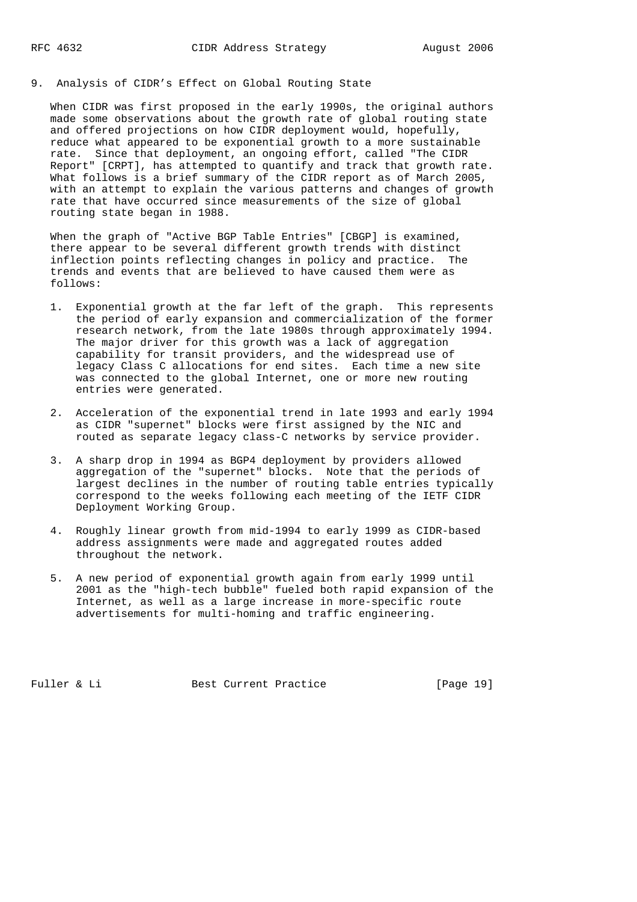## 9. Analysis of CIDR's Effect on Global Routing State

When CIDR was first proposed in the early 1990s, the original authors made some observations about the growth rate of global routing state and offered projections on how CIDR deployment would, hopefully, reduce what appeared to be exponential growth to a more sustainable rate. Since that deployment, an ongoing effort, called "The CIDR Report" [CRPT], has attempted to quantify and track that growth rate. What follows is a brief summary of the CIDR report as of March 2005, with an attempt to explain the various patterns and changes of growth rate that have occurred since measurements of the size of global routing state began in 1988.

When the graph of "Active BGP Table Entries" [CBGP] is examined, there appear to be several different growth trends with distinct inflection points reflecting changes in policy and practice. The trends and events that are believed to have caused them were as follows:

1. Exponential growth at the far left of the graph. This represents the period of early expansion and commercialization of the former research network, from the late 1980s through approximately 1994. The major driver for this growth was a lack of aggregation capability for transit providers, and the widespread use of legacy Class C allocations for end sites. Each time a new site was connected to the global Internet, one or more new routing entries were generated.

2. Acceleration of the exponential trend in late 1993 and early 1994 as CIDR "supernet" blocks were first assigned by the NIC and routed as separate legacy class-C networks by service provider.

3. A sharp drop in 1994 as BGP4 deployment by providers allowed aggregation of the "supernet" blocks. Note that the periods of largest declines in the number of routing table entries typically correspond to the weeks following each meeting of the IETF CIDR Deployment Working Group.

4. Roughly linear growth from mid-1994 to early 1999 as CIDR-based address assignments were made and aggregated routes added throughout the network.

5. A new period of exponential growth again from early 1999 until 2001 as the "high-tech bubble" fueled both rapid expansion of the Internet, as well as a large increase in more-specific route advertisements for multi-homing and traffic engineering.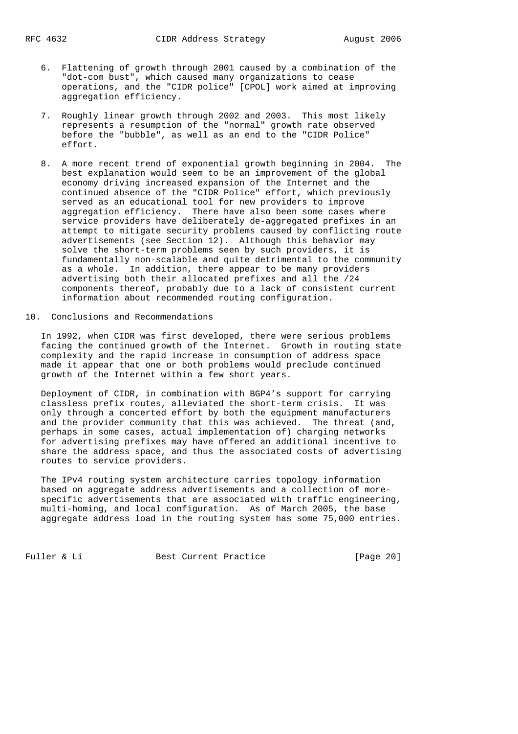6. Flattening of growth through 2001 caused by a combination of the "dot-com bust", which caused many organizations to cease operations, and the "CIDR police" [CPOL] work aimed at improving aggregation efficiency.

7. Roughly linear growth through 2002 and 2003. This most likely represents a resumption of the "normal" growth rate observed before the "bubble", as well as an end to the "CIDR Police" effort.

8. A more recent trend of exponential growth beginning in 2004. The best explanation would seem to be an improvement of the global economy driving increased expansion of the Internet and the continued absence of the "CIDR Police" effort, which previously served as an educational tool for new providers to improve aggregation efficiency. There have also been some cases where service providers have deliberately de-aggregated prefixes in an attempt to mitigate security problems caused by conflicting route advertisements (see Section 12). Although this behavior may solve the short-term problems seen by such providers, it is fundamentally non-scalable and quite detrimental to the community as a whole. In addition, there appear to be many providers advertising both their allocated prefixes and all the /24 components thereof, probably due to a lack of consistent current information about recommended routing configuration.

## 10. Conclusions and Recommendations

In 1992, when CIDR was first developed, there were serious problems facing the continued growth of the Internet. Growth in routing state complexity and the rapid increase in consumption of address space made it appear that one or both problems would preclude continued growth of the Internet within a few short years.

Deployment of CIDR, in combination with BGP4's support for carrying classless prefix routes, alleviated the short-term crisis. It was only through a concerted effort by both the equipment manufacturers and the provider community that this was achieved. The threat (and, perhaps in some cases, actual implementation of) charging networks for advertising prefixes may have offered an additional incentive to share the address space, and thus the associated costs of advertising routes to service providers.

The IPv4 routing system architecture carries topology information based on aggregate address advertisements and a collection of more-specific advertisements that are associated with traffic engineering, multi-homing, and local configuration. As of March 2005, the base aggregate address load in the routing system has some 75,000 entries.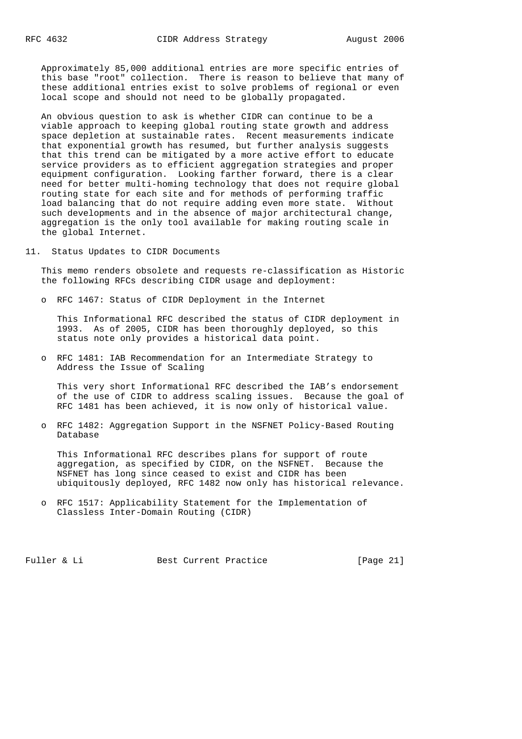Approximately 85,000 additional entries are more specific entries of this base "root" collection. There is reason to believe that many of these additional entries exist to solve problems of regional or even local scope and should not need to be globally propagated.

An obvious question to ask is whether CIDR can continue to be a viable approach to keeping global routing state growth and address space depletion at sustainable rates. Recent measurements indicate that exponential growth has resumed, but further analysis suggests that this trend can be mitigated by a more active effort to educate service providers as to efficient aggregation strategies and proper equipment configuration. Looking farther forward, there is a clear need for better multi-homing technology that does not require global routing state for each site and for methods of performing traffic load balancing that do not require adding even more state. Without such developments and in the absence of major architectural change, aggregation is the only tool available for making routing scale in the global Internet.

## 11. Status Updates to CIDR Documents

This memo renders obsolete and requests re-classification as Historic the following RFCs describing CIDR usage and deployment:

- RFC 1467: Status of CIDR Deployment in the Internet

  This Informational RFC described the status of CIDR deployment in 1993. As of 2005, CIDR has been thoroughly deployed, so this status note only provides a historical data point.

- RFC 1481: IAB Recommendation for an Intermediate Strategy to Address the Issue of Scaling

  This very short Informational RFC described the IAB's endorsement of the use of CIDR to address scaling issues. Because the goal of RFC 1481 has been achieved, it is now only of historical value.

- RFC 1482: Aggregation Support in the NSFNET Policy-Based Routing Database

  This Informational RFC describes plans for support of route aggregation, as specified by CIDR, on the NSFNET. Because the NSFNET has long since ceased to exist and CIDR has been ubiquitously deployed, RFC 1482 now only has historical relevance.

- RFC 1517: Applicability Statement for the Implementation of Classless Inter-Domain Routing (CIDR)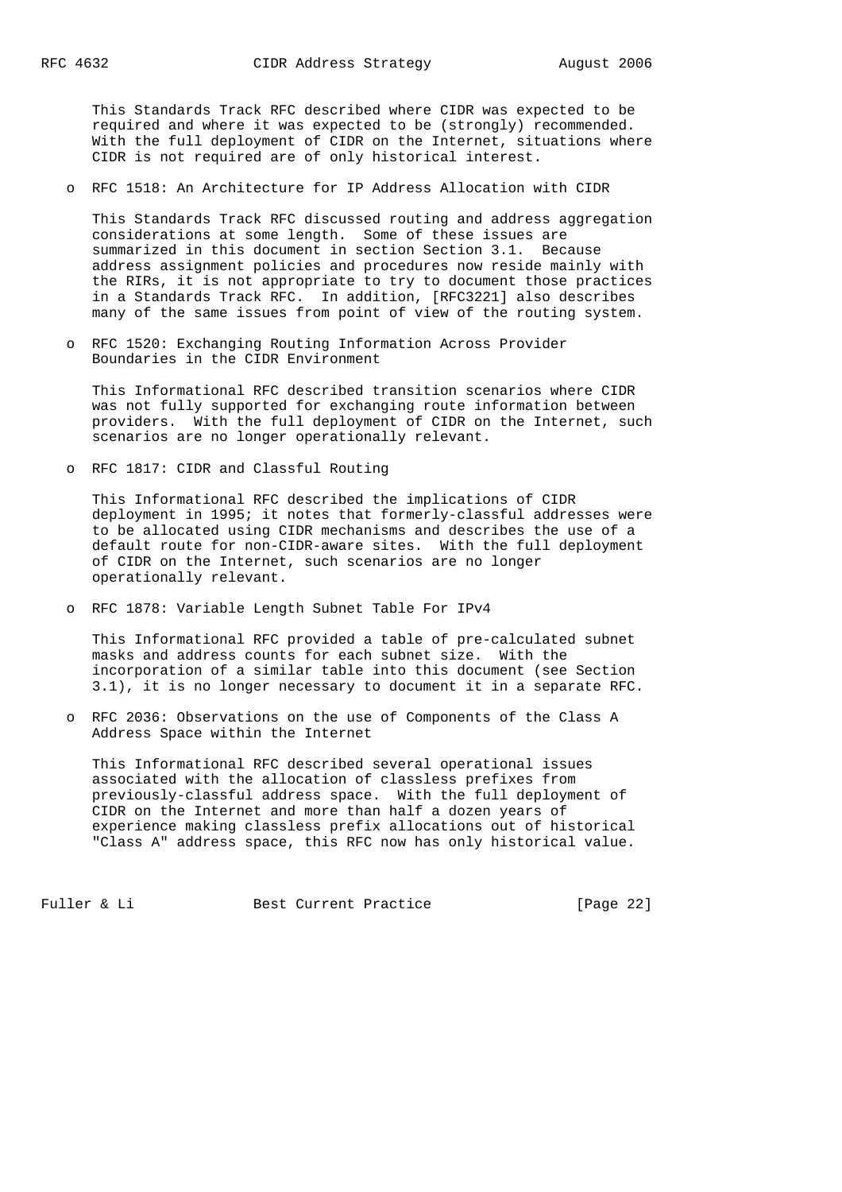This Standards Track RFC described where CIDR was expected to be required and where it was expected to be (strongly) recommended. With the full deployment of CIDR on the Internet, situations where CIDR is not required are of only historical interest.

- RFC 1518: An Architecture for IP Address Allocation with CIDR

  This Standards Track RFC discussed routing and address aggregation considerations at some length. Some of these issues are summarized in this document in section Section 3.1. Because address assignment policies and procedures now reside mainly with the RIRs, it is not appropriate to try to document those practices in a Standards Track RFC. In addition, [RFC3221] also describes many of the same issues from point of view of the routing system.

- RFC 1520: Exchanging Routing Information Across Provider Boundaries in the CIDR Environment

  This Informational RFC described transition scenarios where CIDR was not fully supported for exchanging route information between providers. With the full deployment of CIDR on the Internet, such scenarios are no longer operationally relevant.

- RFC 1817: CIDR and Classful Routing

  This Informational RFC described the implications of CIDR deployment in 1995; it notes that formerly-classful addresses were to be allocated using CIDR mechanisms and describes the use of a default route for non-CIDR-aware sites. With the full deployment of CIDR on the Internet, such scenarios are no longer operationally relevant.

- RFC 1878: Variable Length Subnet Table For IPv4

  This Informational RFC provided a table of pre-calculated subnet masks and address counts for each subnet size. With the incorporation of a similar table into this document (see Section 3.1), it is no longer necessary to document it in a separate RFC.

- RFC 2036: Observations on the use of Components of the Class A Address Space within the Internet

  This Informational RFC described several operational issues associated with the allocation of classless prefixes from previously-classful address space. With the full deployment of CIDR on the Internet and more than half a dozen years of experience making classless prefix allocations out of historical "Class A" address space, this RFC now has only historical value.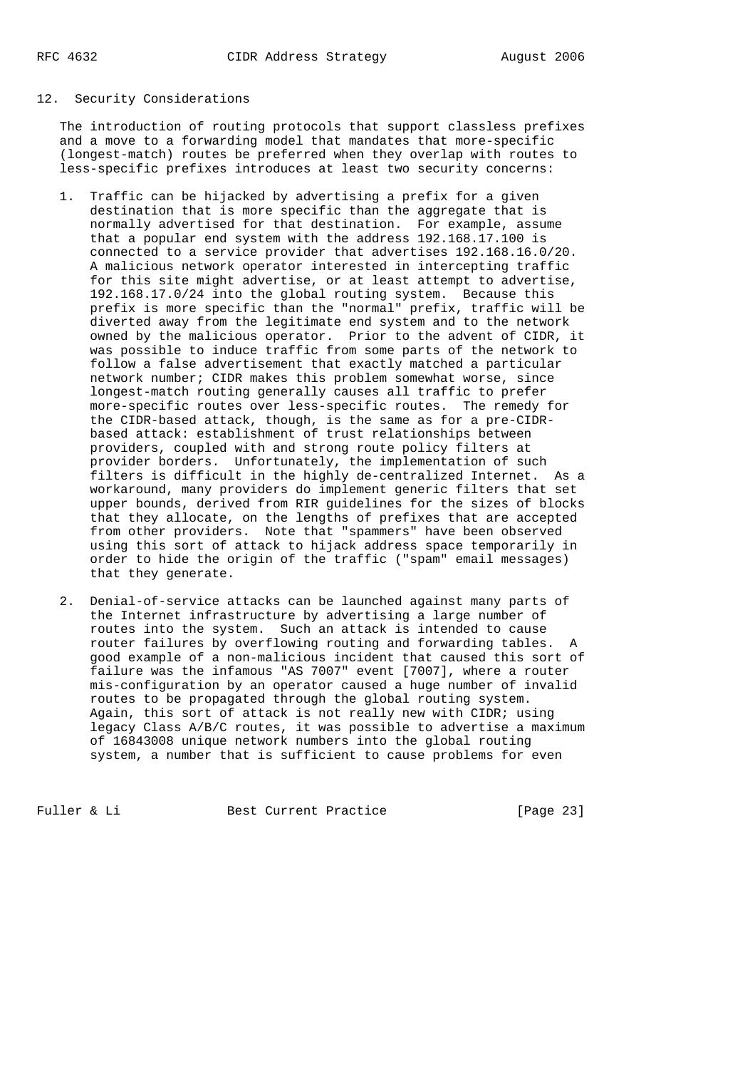## 12. Security Considerations

The introduction of routing protocols that support classless prefixes and a move to a forwarding model that mandates that more-specific (longest-match) routes be preferred when they overlap with routes to less-specific prefixes introduces at least two security concerns:

1. Traffic can be hijacked by advertising a prefix for a given destination that is more specific than the aggregate that is normally advertised for that destination. For example, assume that a popular end system with the address 192.168.17.100 is connected to a service provider that advertises 192.168.16.0/20. A malicious network operator interested in intercepting traffic for this site might advertise, or at least attempt to advertise, 192.168.17.0/24 into the global routing system. Because this prefix is more specific than the "normal" prefix, traffic will be diverted away from the legitimate end system and to the network owned by the malicious operator. Prior to the advent of CIDR, it was possible to induce traffic from some parts of the network to follow a false advertisement that exactly matched a particular network number; CIDR makes this problem somewhat worse, since longest-match routing generally causes all traffic to prefer more-specific routes over less-specific routes. The remedy for the CIDR-based attack, though, is the same as for a pre-CIDR-based attack: establishment of trust relationships between providers, coupled with and strong route policy filters at provider borders. Unfortunately, the implementation of such filters is difficult in the highly de-centralized Internet. As a workaround, many providers do implement generic filters that set upper bounds, derived from RIR guidelines for the sizes of blocks that they allocate, on the lengths of prefixes that are accepted from other providers. Note that "spammers" have been observed using this sort of attack to hijack address space temporarily in order to hide the origin of the traffic ("spam" email messages) that they generate.

2. Denial-of-service attacks can be launched against many parts of the Internet infrastructure by advertising a large number of routes into the system. Such an attack is intended to cause router failures by overflowing routing and forwarding tables. A good example of a non-malicious incident that caused this sort of failure was the infamous "AS 7007" event [7007], where a router mis-configuration by an operator caused a huge number of invalid routes to be propagated through the global routing system. Again, this sort of attack is not really new with CIDR; using legacy Class A/B/C routes, it was possible to advertise a maximum of 16843008 unique network numbers into the global routing system, a number that is sufficient to cause problems for even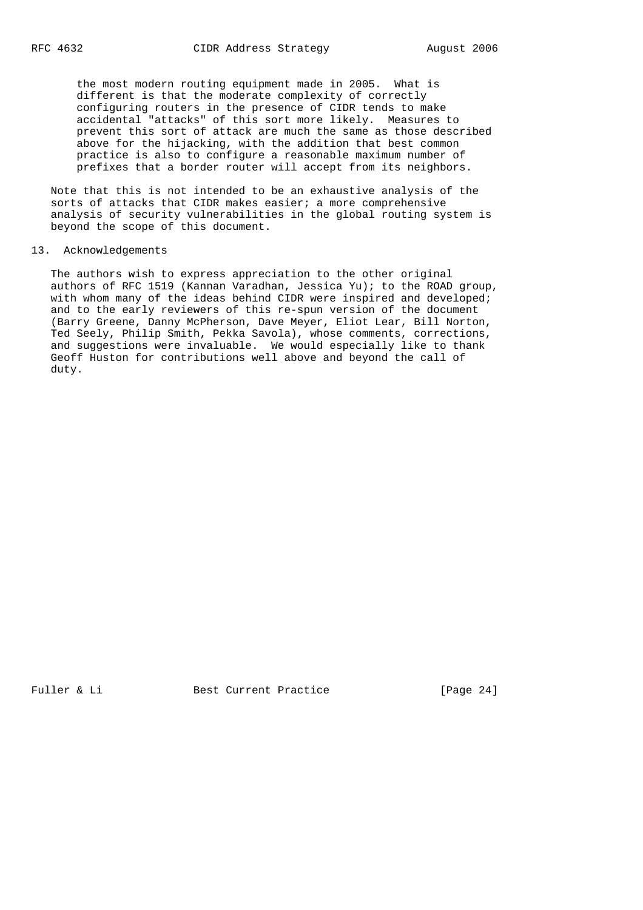the most modern routing equipment made in 2005. What is different is that the moderate complexity of correctly configuring routers in the presence of CIDR tends to make accidental "attacks" of this sort more likely. Measures to prevent this sort of attack are much the same as those described above for the hijacking, with the addition that best common practice is also to configure a reasonable maximum number of prefixes that a border router will accept from its neighbors.

Note that this is not intended to be an exhaustive analysis of the sorts of attacks that CIDR makes easier; a more comprehensive analysis of security vulnerabilities in the global routing system is beyond the scope of this document.

## 13. Acknowledgements

The authors wish to express appreciation to the other original authors of RFC 1519 (Kannan Varadhan, Jessica Yu); to the ROAD group, with whom many of the ideas behind CIDR were inspired and developed; and to the early reviewers of this re-spun version of the document (Barry Greene, Danny McPherson, Dave Meyer, Eliot Lear, Bill Norton, Ted Seely, Philip Smith, Pekka Savola), whose comments, corrections, and suggestions were invaluable. We would especially like to thank Geoff Huston for contributions well above and beyond the call of duty.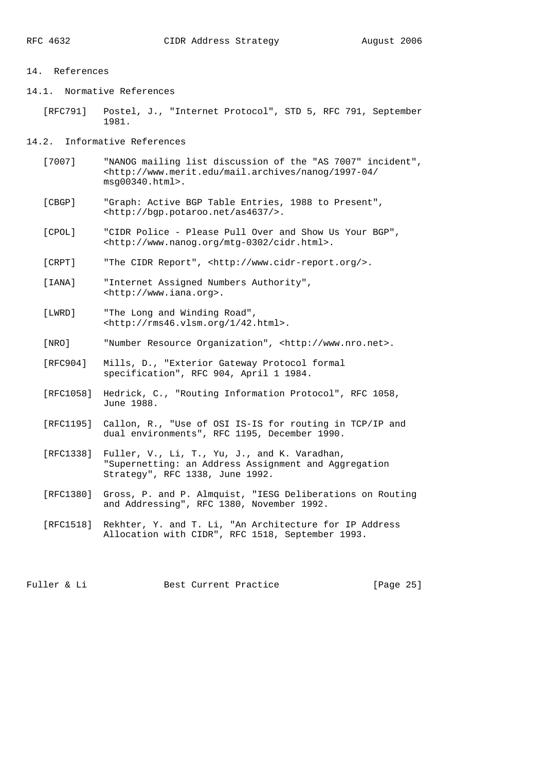## 14. References

### 14.1. Normative References

[RFC791] Postel, J., "Internet Protocol", STD 5, RFC 791, September 1981.

### 14.2. Informative References

[7007] "NANOG mailing list discussion of the "AS 7007" incident", <http://www.merit.edu/mail.archives/nanog/1997-04/msg00340.html>.

[CBGP] "Graph: Active BGP Table Entries, 1988 to Present", <http://bgp.potaroo.net/as4637/>.

[CPOL] "CIDR Police - Please Pull Over and Show Us Your BGP", <http://www.nanog.org/mtg-0302/cidr.html>.

[CRPT] "The CIDR Report", <http://www.cidr-report.org/>.

[IANA] "Internet Assigned Numbers Authority", <http://www.iana.org>.

[LWRD] "The Long and Winding Road", <http://rms46.vlsm.org/1/42.html>.

[NRO] "Number Resource Organization", <http://www.nro.net>.

[RFC904] Mills, D., "Exterior Gateway Protocol formal specification", RFC 904, April 1 1984.

[RFC1058] Hedrick, C., "Routing Information Protocol", RFC 1058, June 1988.

[RFC1195] Callon, R., "Use of OSI IS-IS for routing in TCP/IP and dual environments", RFC 1195, December 1990.

[RFC1338] Fuller, V., Li, T., Yu, J., and K. Varadhan, "Supernetting: an Address Assignment and Aggregation Strategy", RFC 1338, June 1992.

[RFC1380] Gross, P. and P. Almquist, "IESG Deliberations on Routing and Addressing", RFC 1380, November 1992.

[RFC1518] Rekhter, Y. and T. Li, "An Architecture for IP Address Allocation with CIDR", RFC 1518, September 1993.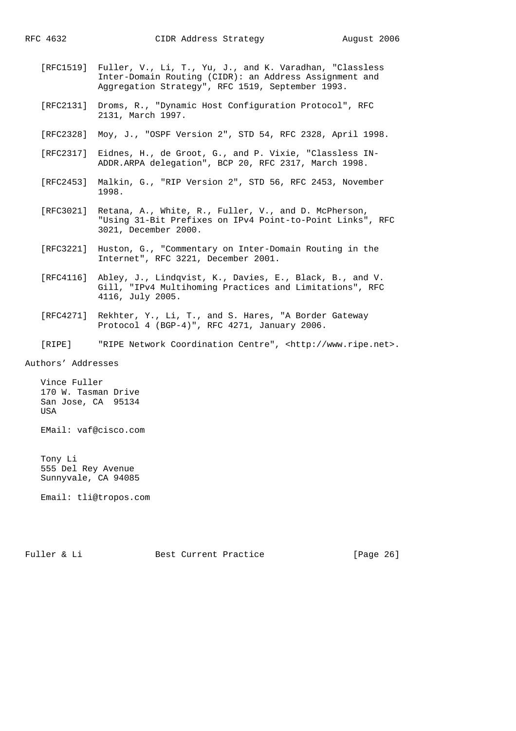[RFC1519] Fuller, V., Li, T., Yu, J., and K. Varadhan, "Classless Inter-Domain Routing (CIDR): an Address Assignment and Aggregation Strategy", RFC 1519, September 1993.

[RFC2131] Droms, R., "Dynamic Host Configuration Protocol", RFC 2131, March 1997.

[RFC2328] Moy, J., "OSPF Version 2", STD 54, RFC 2328, April 1998.

[RFC2317] Eidnes, H., de Groot, G., and P. Vixie, "Classless IN-ADDR.ARPA delegation", BCP 20, RFC 2317, March 1998.

[RFC2453] Malkin, G., "RIP Version 2", STD 56, RFC 2453, November 1998.

[RFC3021] Retana, A., White, R., Fuller, V., and D. McPherson, "Using 31-Bit Prefixes on IPv4 Point-to-Point Links", RFC 3021, December 2000.

[RFC3221] Huston, G., "Commentary on Inter-Domain Routing in the Internet", RFC 3221, December 2001.

[RFC4116] Abley, J., Lindqvist, K., Davies, E., Black, B., and V. Gill, "IPv4 Multihoming Practices and Limitations", RFC 4116, July 2005.

[RFC4271] Rekhter, Y., Li, T., and S. Hares, "A Border Gateway Protocol 4 (BGP-4)", RFC 4271, January 2006.

[RIPE] "RIPE Network Coordination Centre", <http://www.ripe.net>.

## Authors' Addresses

Vince Fuller
170 W. Tasman Drive
San Jose, CA 95134
USA

EMail: vaf@cisco.com

Tony Li
555 Del Rey Avenue
Sunnyvale, CA 94085

Email: tli@tropos.com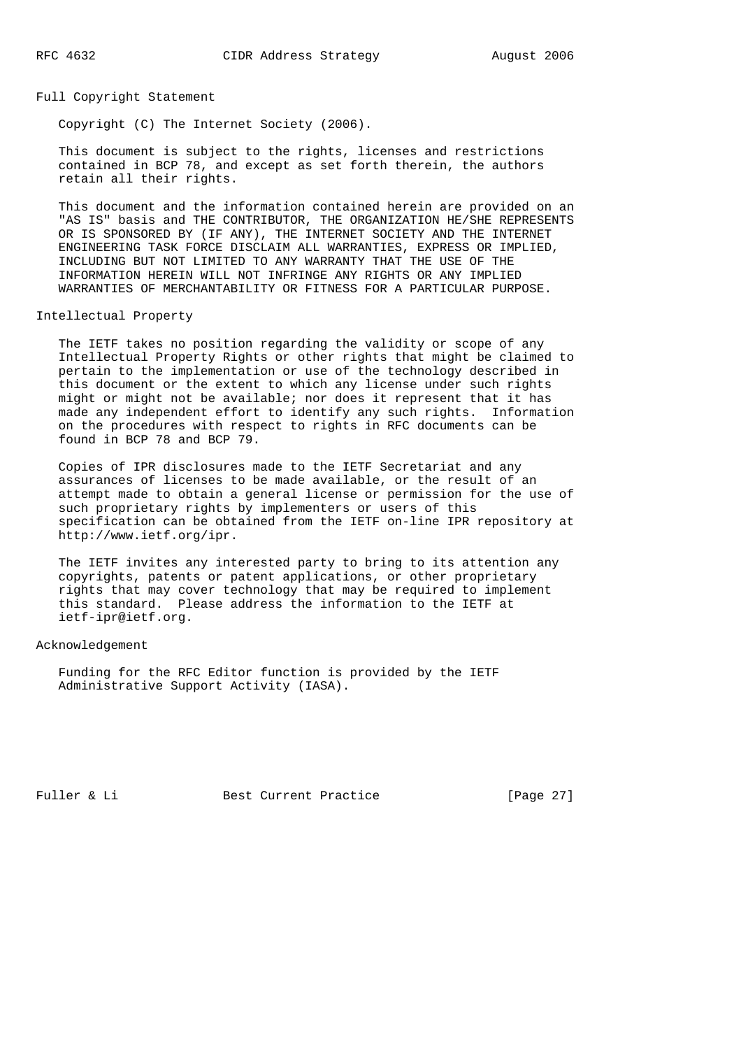## Full Copyright Statement

Copyright (C) The Internet Society (2006).

This document is subject to the rights, licenses and restrictions contained in BCP 78, and except as set forth therein, the authors retain all their rights.

This document and the information contained herein are provided on an "AS IS" basis and THE CONTRIBUTOR, THE ORGANIZATION HE/SHE REPRESENTS OR IS SPONSORED BY (IF ANY), THE INTERNET SOCIETY AND THE INTERNET ENGINEERING TASK FORCE DISCLAIM ALL WARRANTIES, EXPRESS OR IMPLIED, INCLUDING BUT NOT LIMITED TO ANY WARRANTY THAT THE USE OF THE INFORMATION HEREIN WILL NOT INFRINGE ANY RIGHTS OR ANY IMPLIED WARRANTIES OF MERCHANTABILITY OR FITNESS FOR A PARTICULAR PURPOSE.

## Intellectual Property

The IETF takes no position regarding the validity or scope of any Intellectual Property Rights or other rights that might be claimed to pertain to the implementation or use of the technology described in this document or the extent to which any license under such rights might or might not be available; nor does it represent that it has made any independent effort to identify any such rights. Information on the procedures with respect to rights in RFC documents can be found in BCP 78 and BCP 79.

Copies of IPR disclosures made to the IETF Secretariat and any assurances of licenses to be made available, or the result of an attempt made to obtain a general license or permission for the use of such proprietary rights by implementers or users of this specification can be obtained from the IETF on-line IPR repository at http://www.ietf.org/ipr.

The IETF invites any interested party to bring to its attention any copyrights, patents or patent applications, or other proprietary rights that may cover technology that may be required to implement this standard. Please address the information to the IETF at ietf-ipr@ietf.org.

## Acknowledgement

Funding for the RFC Editor function is provided by the IETF Administrative Support Activity (IASA).